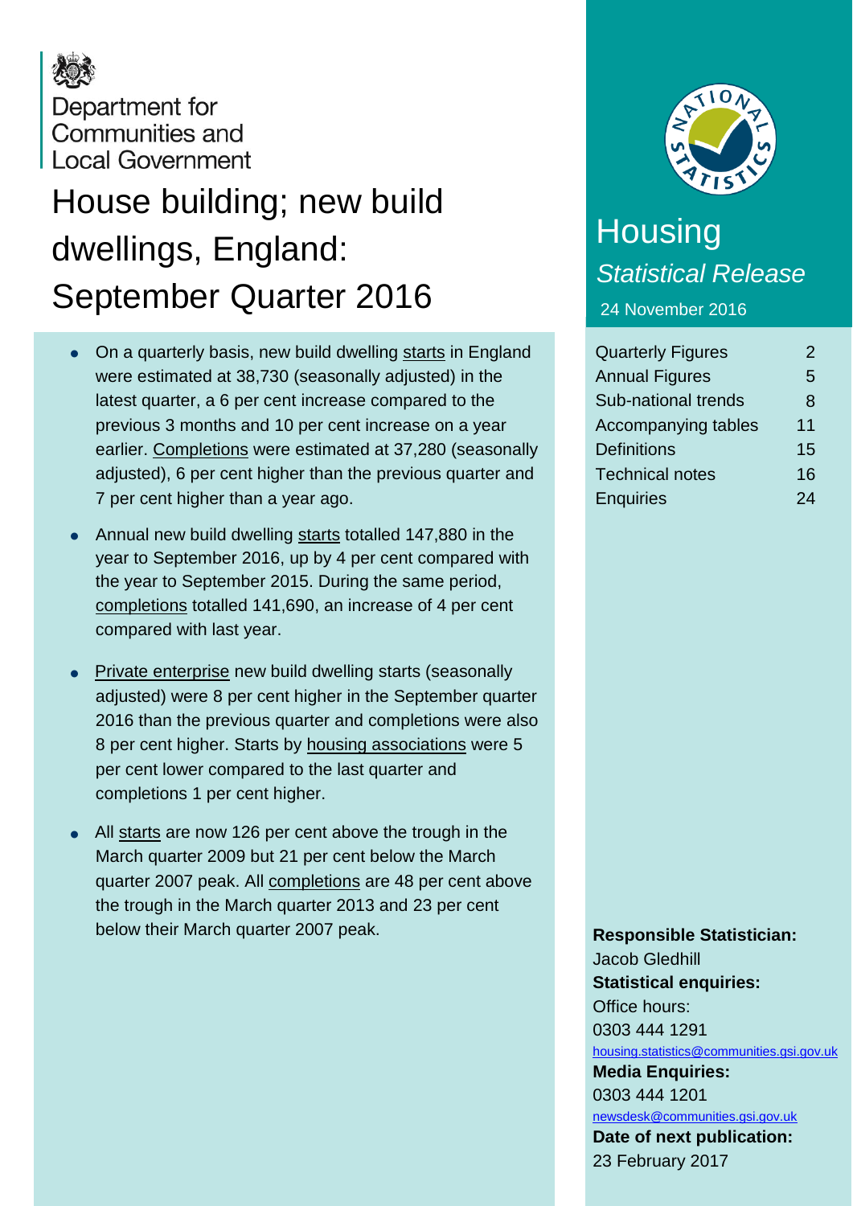Department for Communities and Local Government

# House building; new build dwellings, England: September Quarter 2016

- On a quarterly basis, new build dwelling starts in England were estimated at 38,730 (seasonally adjusted) in the latest quarter, a 6 per cent increase compared to the previous 3 months and 10 per cent increase on a year earlier. Completions were estimated at 37,280 (seasonally adjusted), 6 per cent higher than the previous quarter and 7 per cent higher than a year ago.

- Annual new build dwelling starts totalled 147,880 in the year to September 2016, up by 4 per cent compared with the year to September 2015. During the same period, completions totalled 141,690, an increase of 4 per cent compared with last year.

- Private enterprise new build dwelling starts (seasonally adjusted) were 8 per cent higher in the September quarter 2016 than the previous quarter and completions were also 8 per cent higher. Starts by housing associations were 5 per cent lower compared to the last quarter and completions 1 per cent higher.

- All starts are now 126 per cent above the trough in the March quarter 2009 but 21 per cent below the March quarter 2007 peak. All completions are 48 per cent above the trough in the March quarter 2013 and 23 per cent below their March quarter 2007 peak.

## Housing

*Statistical Release*

24 November 2016

| | |
|---|---|
| Quarterly Figures | 2 |
| Annual Figures | 5 |
| Sub-national trends | 8 |
| Accompanying tables | 11 |
| Definitions | 15 |
| Technical notes | 16 |
| Enquiries | 24 |

**Responsible Statistician:**
Jacob Gledhill

**Statistical enquiries:**
Office hours:
0303 444 1291
housing.statistics@communities.gsi.gov.uk

**Media Enquiries:**
0303 444 1201
newsdesk@communities.gsi.gov.uk

**Date of next publication:**
23 February 2017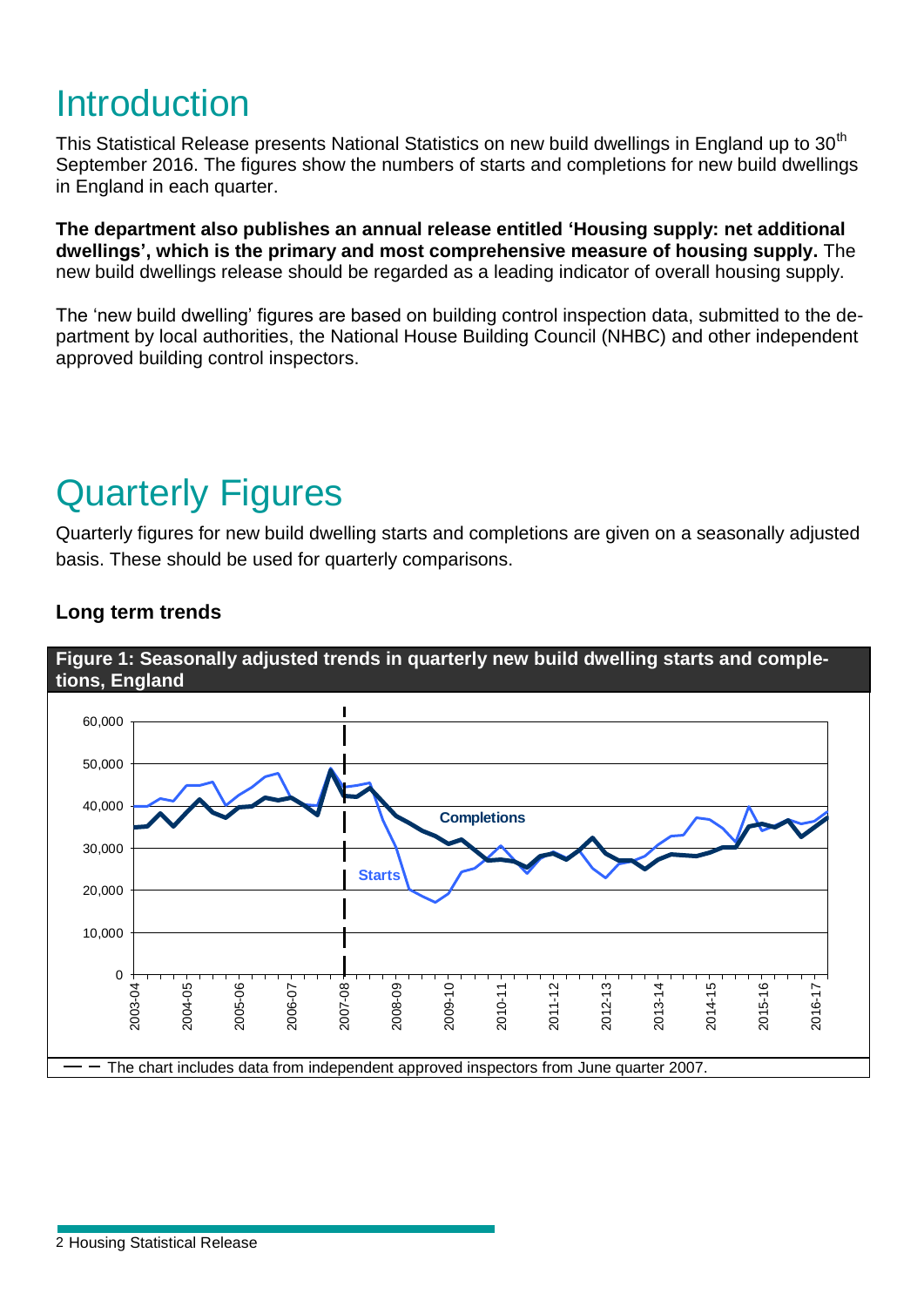# Introduction

This Statistical Release presents National Statistics on new build dwellings in England up to 30th September 2016. The figures show the numbers of starts and completions for new build dwellings in England in each quarter.

**The department also publishes an annual release entitled 'Housing supply: net additional dwellings', which is the primary and most comprehensive measure of housing supply.** The new build dwellings release should be regarded as a leading indicator of overall housing supply.

The 'new build dwelling' figures are based on building control inspection data, submitted to the department by local authorities, the National House Building Council (NHBC) and other independent approved building control inspectors.

# Quarterly Figures

Quarterly figures for new build dwelling starts and completions are given on a seasonally adjusted basis. These should be used for quarterly comparisons.

### Long term trends

**Figure 1: Seasonally adjusted trends in quarterly new build dwelling starts and completions, England**

— — The chart includes data from independent approved inspectors from June quarter 2007.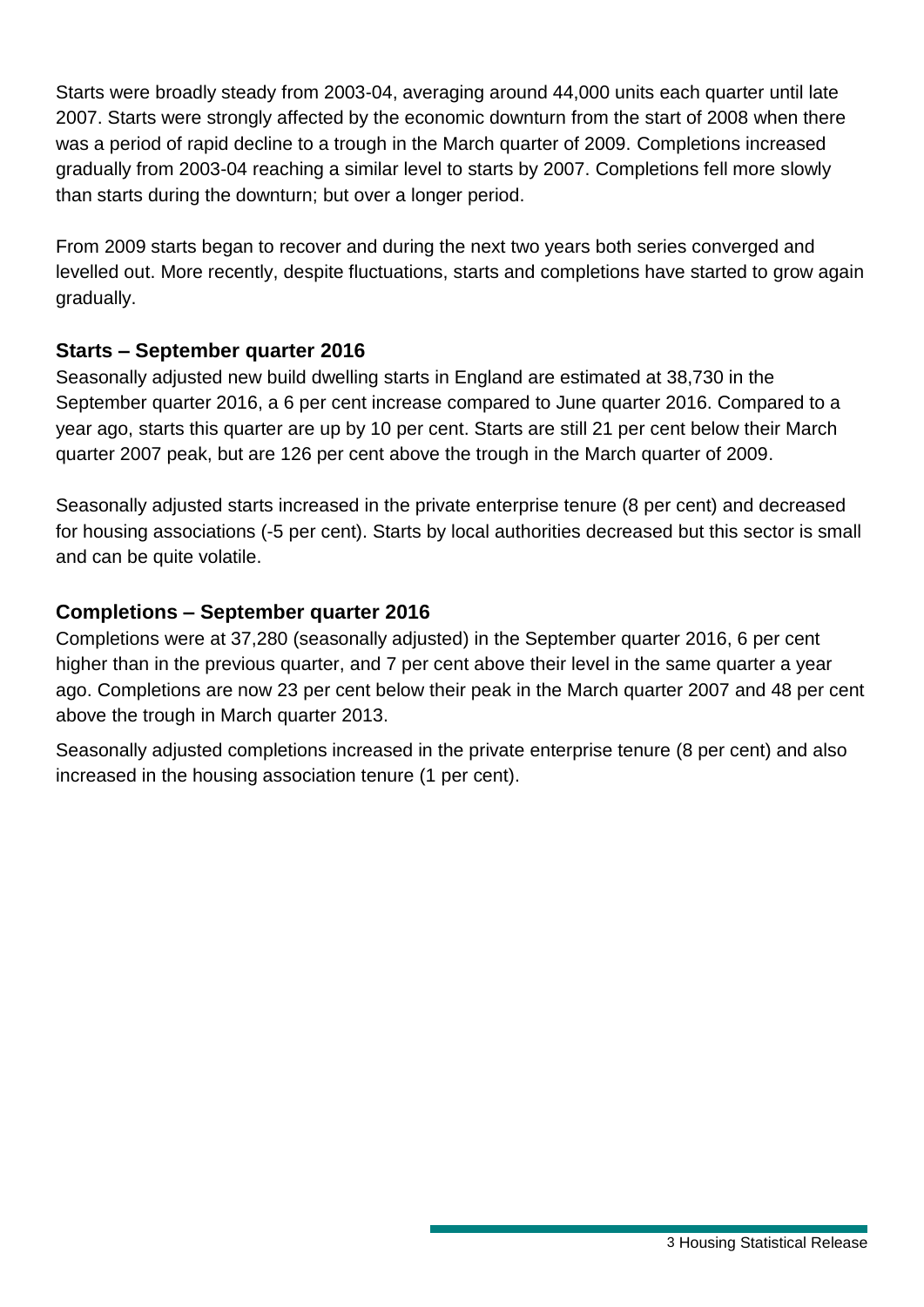Starts were broadly steady from 2003-04, averaging around 44,000 units each quarter until late 2007. Starts were strongly affected by the economic downturn from the start of 2008 when there was a period of rapid decline to a trough in the March quarter of 2009. Completions increased gradually from 2003-04 reaching a similar level to starts by 2007. Completions fell more slowly than starts during the downturn; but over a longer period.

From 2009 starts began to recover and during the next two years both series converged and levelled out. More recently, despite fluctuations, starts and completions have started to grow again gradually.

### Starts – September quarter 2016

Seasonally adjusted new build dwelling starts in England are estimated at 38,730 in the September quarter 2016, a 6 per cent increase compared to June quarter 2016. Compared to a year ago, starts this quarter are up by 10 per cent. Starts are still 21 per cent below their March quarter 2007 peak, but are 126 per cent above the trough in the March quarter of 2009.

Seasonally adjusted starts increased in the private enterprise tenure (8 per cent) and decreased for housing associations (-5 per cent). Starts by local authorities decreased but this sector is small and can be quite volatile.

### Completions – September quarter 2016

Completions were at 37,280 (seasonally adjusted) in the September quarter 2016, 6 per cent higher than in the previous quarter, and 7 per cent above their level in the same quarter a year ago. Completions are now 23 per cent below their peak in the March quarter 2007 and 48 per cent above the trough in March quarter 2013.

Seasonally adjusted completions increased in the private enterprise tenure (8 per cent) and also increased in the housing association tenure (1 per cent).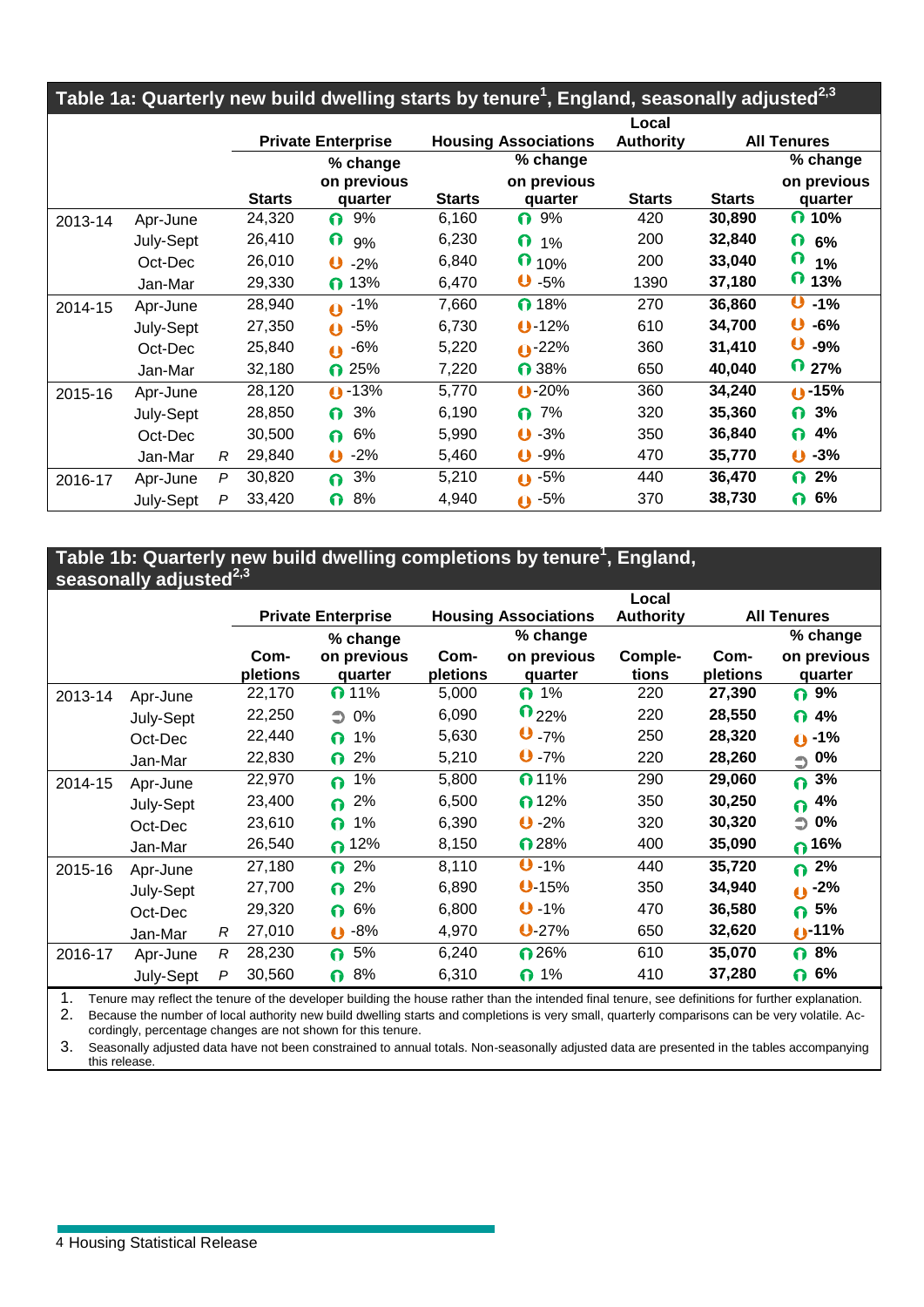## Table 1a: Quarterly new build dwelling starts by tenure[1], England, seasonally adjusted[2,3]

| | | | Private Enterprise | | Housing Associations | | Local Authority | All Tenures | |
|---|---|---|---|---|---|---|---|---|---|
| | | | Starts | % change on previous quarter | Starts | % change on previous quarter | Starts | Starts | % change on previous quarter |
| 2013-14 | Apr-June | | 24,320 | 9% | 6,160 | 9% | 420 | **30,890** | **10%** |
| | July-Sept | | 26,410 | 9% | 6,230 | 1% | 200 | **32,840** | **6%** |
| | Oct-Dec | | 26,010 | -2% | 6,840 | 10% | 200 | **33,040** | **1%** |
| | Jan-Mar | | 29,330 | 13% | 6,470 | -5% | 1390 | **37,180** | **13%** |
| 2014-15 | Apr-June | | 28,940 | -1% | 7,660 | 18% | 270 | **36,860** | **-1%** |
| | July-Sept | | 27,350 | -5% | 6,730 | -12% | 610 | **34,700** | **-6%** |
| | Oct-Dec | | 25,840 | -6% | 5,220 | -22% | 360 | **31,410** | **-9%** |
| | Jan-Mar | | 32,180 | 25% | 7,220 | 38% | 650 | **40,040** | **27%** |
| 2015-16 | Apr-June | | 28,120 | -13% | 5,770 | -20% | 360 | **34,240** | **-15%** |
| | July-Sept | | 28,850 | 3% | 6,190 | 7% | 320 | **35,360** | **3%** |
| | Oct-Dec | | 30,500 | 6% | 5,990 | -3% | 350 | **36,840** | **4%** |
| | Jan-Mar | R | 29,840 | -2% | 5,460 | -9% | 470 | **35,770** | **-3%** |
| 2016-17 | Apr-June | P | 30,820 | 3% | 5,210 | -5% | 440 | **36,470** | **2%** |
| | July-Sept | P | 33,420 | 8% | 4,940 | -5% | 370 | **38,730** | **6%** |

## Table 1b: Quarterly new build dwelling completions by tenure[1], England, seasonally adjusted[2,3]

| | | | Private Enterprise | | Housing Associations | | Local Authority | All Tenures | |
|---|---|---|---|---|---|---|---|---|---|
| | | | Completions | % change on previous quarter | Completions | % change on previous quarter | Completions | Completions | % change on previous quarter |
| 2013-14 | Apr-June | | 22,170 | 11% | 5,000 | 1% | 220 | **27,390** | **9%** |
| | July-Sept | | 22,250 | 0% | 6,090 | 22% | 220 | **28,550** | **4%** |
| | Oct-Dec | | 22,440 | 1% | 5,630 | -7% | 250 | **28,320** | **-1%** |
| | Jan-Mar | | 22,830 | 2% | 5,210 | -7% | 220 | **28,260** | **0%** |
| 2014-15 | Apr-June | | 22,970 | 1% | 5,800 | 11% | 290 | **29,060** | **3%** |
| | July-Sept | | 23,400 | 2% | 6,500 | 12% | 350 | **30,250** | **4%** |
| | Oct-Dec | | 23,610 | 1% | 6,390 | -2% | 320 | **30,320** | **0%** |
| | Jan-Mar | | 26,540 | 12% | 8,150 | 28% | 400 | **35,090** | **16%** |
| 2015-16 | Apr-June | | 27,180 | 2% | 8,110 | -1% | 440 | **35,720** | **2%** |
| | July-Sept | | 27,700 | 2% | 6,890 | -15% | 350 | **34,940** | **-2%** |
| | Oct-Dec | | 29,320 | 6% | 6,800 | -1% | 470 | **36,580** | **5%** |
| | Jan-Mar | R | 27,010 | -8% | 4,970 | -27% | 650 | **32,620** | **-11%** |
| 2016-17 | Apr-June | R | 28,230 | 5% | 6,240 | 26% | 610 | **35,070** | **8%** |
| | July-Sept | P | 30,560 | 8% | 6,310 | 1% | 410 | **37,280** | **6%** |

1. Tenure may reflect the tenure of the developer building the house rather than the intended final tenure, see definitions for further explanation.
2. Because the number of local authority new build dwelling starts and completions is very small, quarterly comparisons can be very volatile. Accordingly, percentage changes are not shown for this tenure.
3. Seasonally adjusted data have not been constrained to annual totals. Non-seasonally adjusted data are presented in the tables accompanying this release.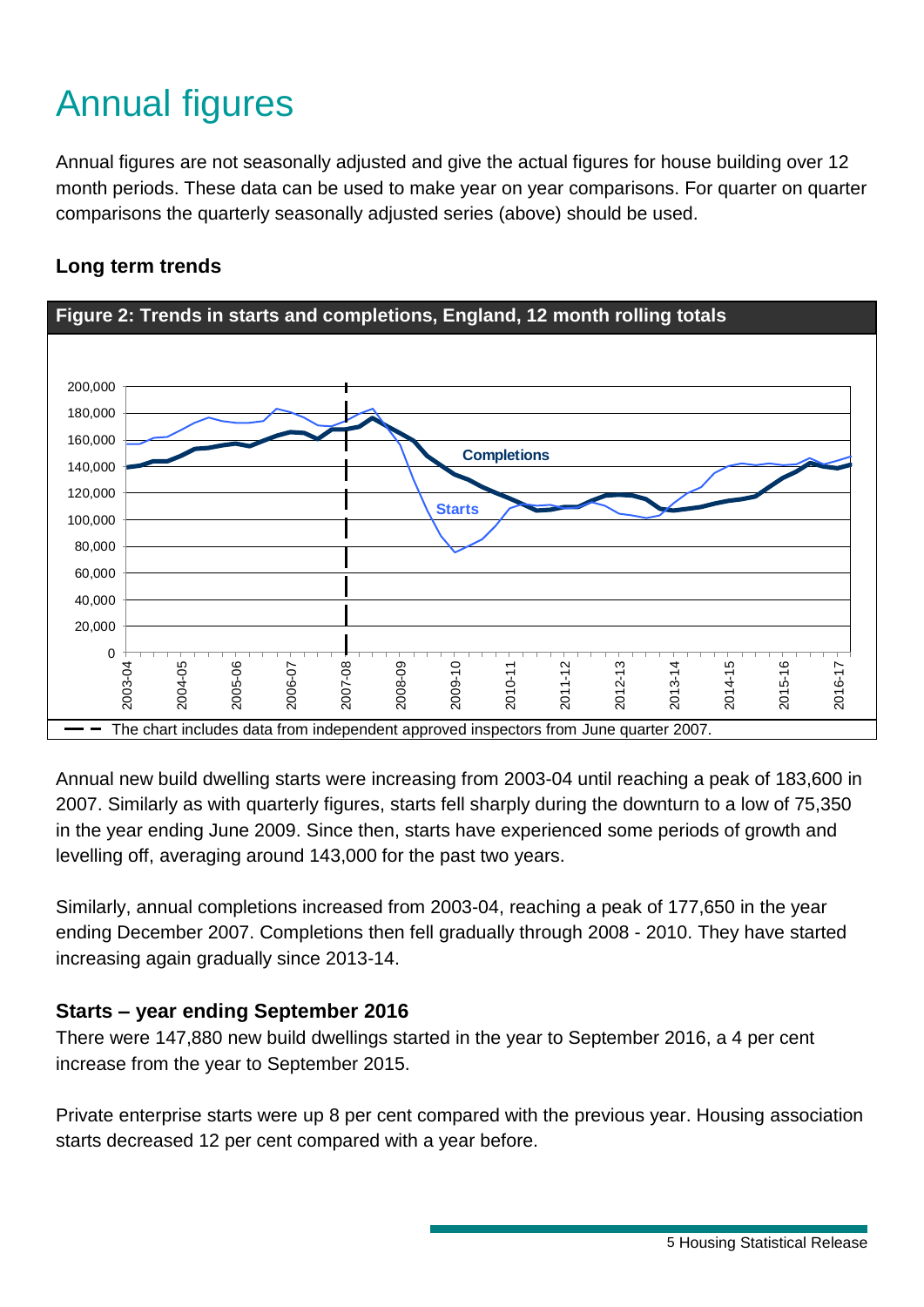# Annual figures

Annual figures are not seasonally adjusted and give the actual figures for house building over 12 month periods. These data can be used to make year on year comparisons. For quarter on quarter comparisons the quarterly seasonally adjusted series (above) should be used.

### Long term trends

**Figure 2: Trends in starts and completions, England, 12 month rolling totals**

The chart includes data from independent approved inspectors from June quarter 2007.

Annual new build dwelling starts were increasing from 2003-04 until reaching a peak of 183,600 in 2007. Similarly as with quarterly figures, starts fell sharply during the downturn to a low of 75,350 in the year ending June 2009. Since then, starts have experienced some periods of growth and levelling off, averaging around 143,000 for the past two years.

Similarly, annual completions increased from 2003-04, reaching a peak of 177,650 in the year ending December 2007. Completions then fell gradually through 2008 - 2010. They have started increasing again gradually since 2013-14.

### Starts – year ending September 2016

There were 147,880 new build dwellings started in the year to September 2016, a 4 per cent increase from the year to September 2015.

Private enterprise starts were up 8 per cent compared with the previous year. Housing association starts decreased 12 per cent compared with a year before.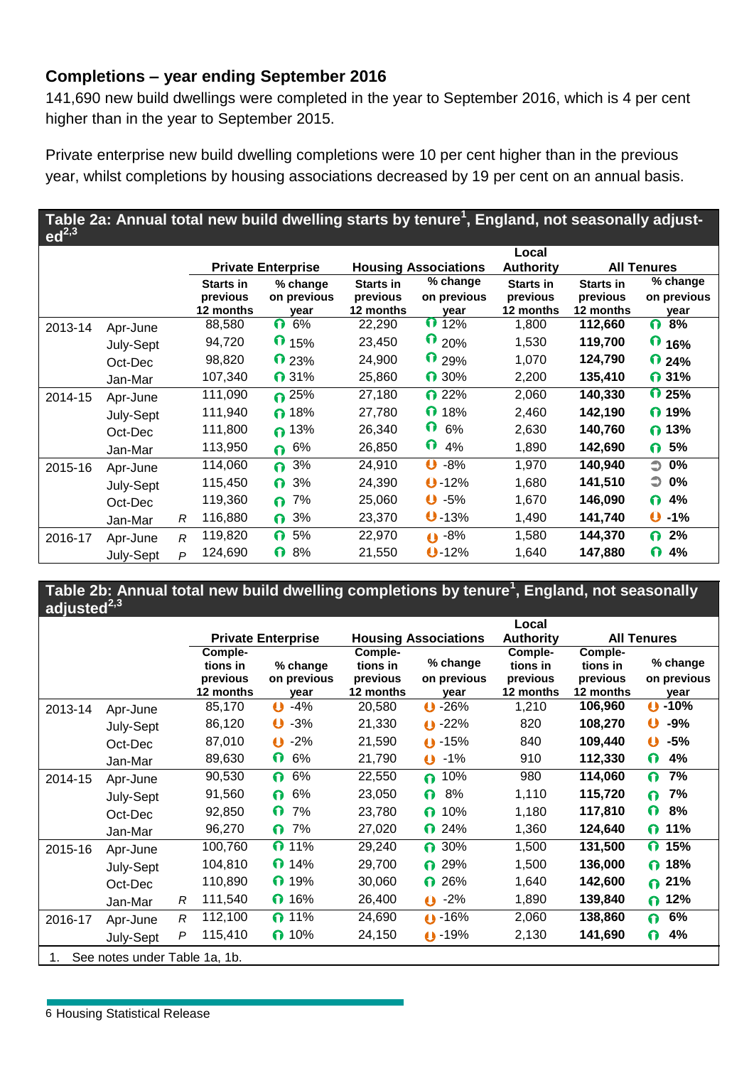## Completions – year ending September 2016

141,690 new build dwellings were completed in the year to September 2016, which is 4 per cent higher than in the year to September 2015.

Private enterprise new build dwelling completions were 10 per cent higher than in the previous year, whilst completions by housing associations decreased by 19 per cent on an annual basis.

**Table 2a: Annual total new build dwelling starts by tenure[1], England, not seasonally adjusted[2,3]**

| | | | Private Enterprise | | Housing Associations | | Local Authority | All Tenures | |
|---|---|---|---|---|---|---|---|---|---|
| | | | Starts in previous 12 months | % change on previous year | Starts in previous 12 months | % change on previous year | Starts in previous 12 months | Starts in previous 12 months | % change on previous year |
| 2013-14 | Apr-June | | 88,580 | 6% | 22,290 | 12% | 1,800 | **112,660** | **8%** |
| | July-Sept | | 94,720 | 15% | 23,450 | 20% | 1,530 | **119,700** | **16%** |
| | Oct-Dec | | 98,820 | 23% | 24,900 | 29% | 1,070 | **124,790** | **24%** |
| | Jan-Mar | | 107,340 | 31% | 25,860 | 30% | 2,200 | **135,410** | **31%** |
| 2014-15 | Apr-June | | 111,090 | 25% | 27,180 | 22% | 2,060 | **140,330** | **25%** |
| | July-Sept | | 111,940 | 18% | 27,780 | 18% | 2,460 | **142,190** | **19%** |
| | Oct-Dec | | 111,800 | 13% | 26,340 | 6% | 2,630 | **140,760** | **13%** |
| | Jan-Mar | | 113,950 | 6% | 26,850 | 4% | 1,890 | **142,690** | **5%** |
| 2015-16 | Apr-June | | 114,060 | 3% | 24,910 | -8% | 1,970 | **140,940** | **0%** |
| | July-Sept | | 115,450 | 3% | 24,390 | -12% | 1,680 | **141,510** | **0%** |
| | Oct-Dec | | 119,360 | 7% | 25,060 | -5% | 1,670 | **146,090** | **4%** |
| | Jan-Mar | R | 116,880 | 3% | 23,370 | -13% | 1,490 | **141,740** | **-1%** |
| 2016-17 | Apr-June | R | 119,820 | 5% | 22,970 | -8% | 1,580 | **144,370** | **2%** |
| | July-Sept | P | 124,690 | 8% | 21,550 | -12% | 1,640 | **147,880** | **4%** |

**Table 2b: Annual total new build dwelling completions by tenure[1], England, not seasonally adjusted[2,3]**

| | | | Private Enterprise | | Housing Associations | | Local Authority | All Tenures | |
|---|---|---|---|---|---|---|---|---|---|
| | | | Completions in previous 12 months | % change on previous year | Completions in previous 12 months | % change on previous year | Completions in previous 12 months | Completions in previous 12 months | % change on previous year |
| 2013-14 | Apr-June | | 85,170 | -4% | 20,580 | -26% | 1,210 | **106,960** | **-10%** |
| | July-Sept | | 86,120 | -3% | 21,330 | -22% | 820 | **108,270** | **-9%** |
| | Oct-Dec | | 87,010 | -2% | 21,590 | -15% | 840 | **109,440** | **-5%** |
| | Jan-Mar | | 89,630 | 6% | 21,790 | -1% | 910 | **112,330** | **4%** |
| 2014-15 | Apr-June | | 90,530 | 6% | 22,550 | 10% | 980 | **114,060** | **7%** |
| | July-Sept | | 91,560 | 6% | 23,050 | 8% | 1,110 | **115,720** | **7%** |
| | Oct-Dec | | 92,850 | 7% | 23,780 | 10% | 1,180 | **117,810** | **8%** |
| | Jan-Mar | | 96,270 | 7% | 27,020 | 24% | 1,360 | **124,640** | **11%** |
| 2015-16 | Apr-June | | 100,760 | 11% | 29,240 | 30% | 1,500 | **131,500** | **15%** |
| | July-Sept | | 104,810 | 14% | 29,700 | 29% | 1,500 | **136,000** | **18%** |
| | Oct-Dec | | 110,890 | 19% | 30,060 | 26% | 1,640 | **142,600** | **21%** |
| | Jan-Mar | R | 111,540 | 16% | 26,400 | -2% | 1,890 | **139,840** | **12%** |
| 2016-17 | Apr-June | R | 112,100 | 11% | 24,690 | -16% | 2,060 | **138,860** | **6%** |
| | July-Sept | P | 115,410 | 10% | 24,150 | -19% | 2,130 | **141,690** | **4%** |

1. See notes under Table 1a, 1b.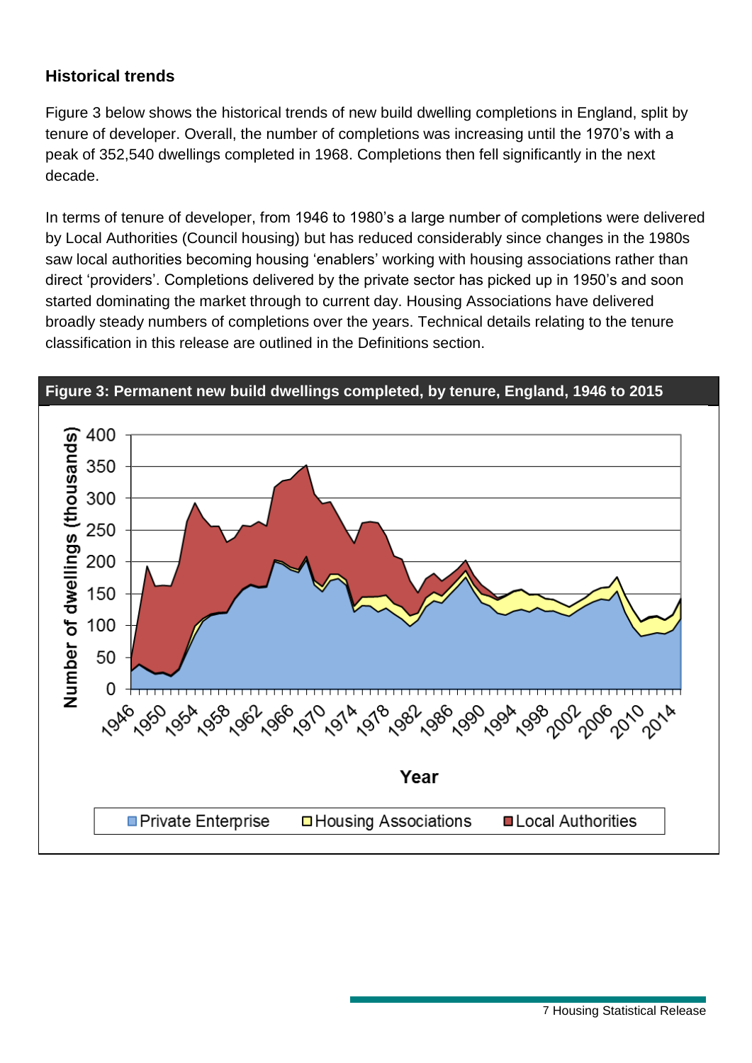### Historical trends

Figure 3 below shows the historical trends of new build dwelling completions in England, split by tenure of developer. Overall, the number of completions was increasing until the 1970's with a peak of 352,540 dwellings completed in 1968. Completions then fell significantly in the next decade.

In terms of tenure of developer, from 1946 to 1980's a large number of completions were delivered by Local Authorities (Council housing) but has reduced considerably since changes in the 1980s saw local authorities becoming housing 'enablers' working with housing associations rather than direct 'providers'. Completions delivered by the private sector has picked up in 1950's and soon started dominating the market through to current day. Housing Associations have delivered broadly steady numbers of completions over the years. Technical details relating to the tenure classification in this release are outlined in the Definitions section.

**Figure 3: Permanent new build dwellings completed, by tenure, England, 1946 to 2015**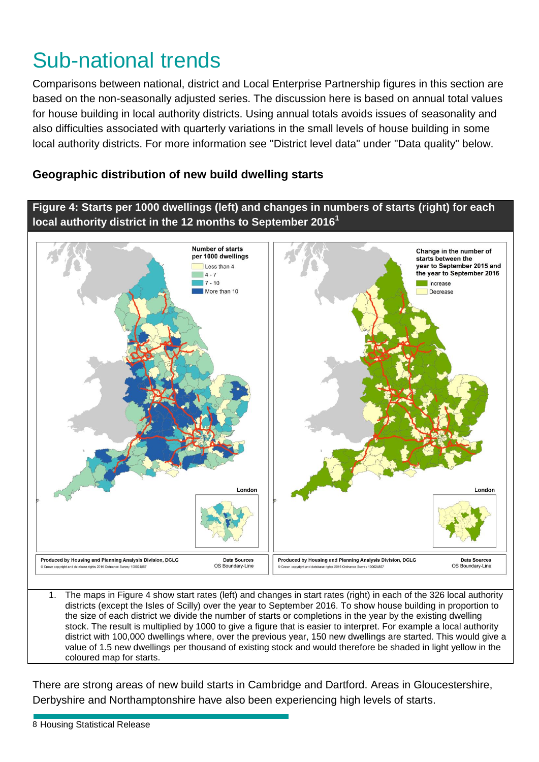# Sub-national trends

Comparisons between national, district and Local Enterprise Partnership figures in this section are based on the non-seasonally adjusted series. The discussion here is based on annual total values for house building in local authority districts. Using annual totals avoids issues of seasonality and also difficulties associated with quarterly variations in the small levels of house building in some local authority districts. For more information see "District level data" under "Data quality" below.

### Geographic distribution of new build dwelling starts

**Figure 4: Starts per 1000 dwellings (left) and changes in numbers of starts (right) for each local authority district in the 12 months to September 2016[1]**

1. The maps in Figure 4 show start rates (left) and changes in start rates (right) in each of the 326 local authority districts (except the Isles of Scilly) over the year to September 2016. To show house building in proportion to the size of each district we divide the number of starts or completions in the year by the existing dwelling stock. The result is multiplied by 1000 to give a figure that is easier to interpret. For example a local authority district with 100,000 dwellings where, over the previous year, 150 new dwellings are started. This would give a value of 1.5 new dwellings per thousand of existing stock and would therefore be shaded in light yellow in the coloured map for starts.

There are strong areas of new build starts in Cambridge and Dartford. Areas in Gloucestershire, Derbyshire and Northamptonshire have also been experiencing high levels of starts.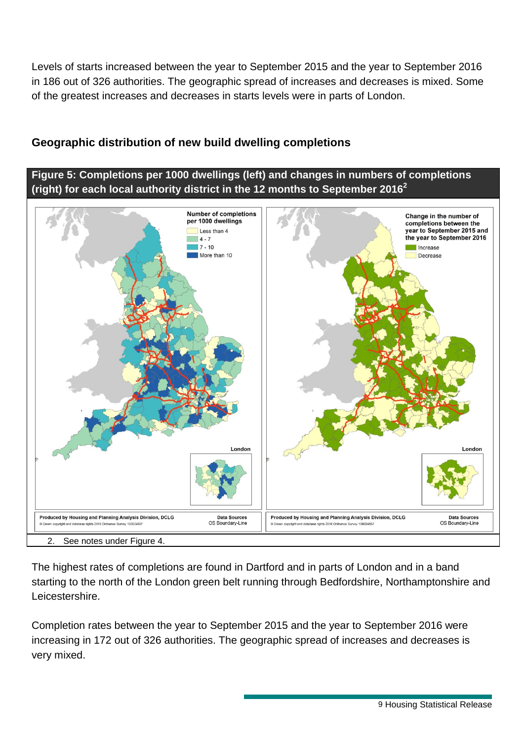Levels of starts increased between the year to September 2015 and the year to September 2016 in 186 out of 326 authorities. The geographic spread of increases and decreases is mixed. Some of the greatest increases and decreases in starts levels were in parts of London.

## Geographic distribution of new build dwelling completions

**Figure 5: Completions per 1000 dwellings (left) and changes in numbers of completions (right) for each local authority district in the 12 months to September 2016[2]**

2. See notes under Figure 4.

The highest rates of completions are found in Dartford and in parts of London and in a band starting to the north of the London green belt running through Bedfordshire, Northamptonshire and Leicestershire.

Completion rates between the year to September 2015 and the year to September 2016 were increasing in 172 out of 326 authorities. The geographic spread of increases and decreases is very mixed.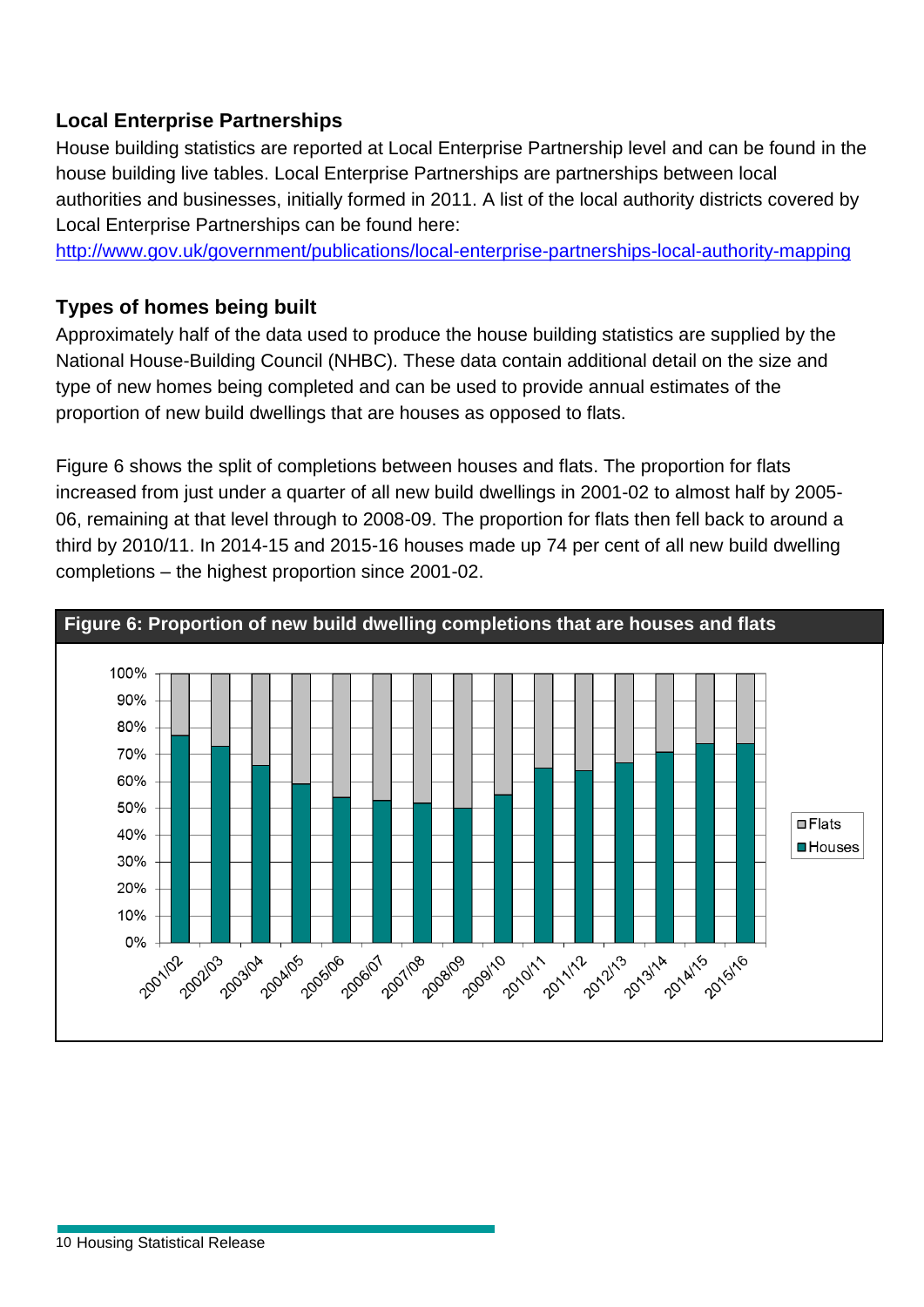## Local Enterprise Partnerships

House building statistics are reported at Local Enterprise Partnership level and can be found in the house building live tables. Local Enterprise Partnerships are partnerships between local authorities and businesses, initially formed in 2011. A list of the local authority districts covered by Local Enterprise Partnerships can be found here:
[http://www.gov.uk/government/publications/local-enterprise-partnerships-local-authority-mapping](http://www.gov.uk/government/publications/local-enterprise-partnerships-local-authority-mapping)

## Types of homes being built

Approximately half of the data used to produce the house building statistics are supplied by the National House-Building Council (NHBC). These data contain additional detail on the size and type of new homes being completed and can be used to provide annual estimates of the proportion of new build dwellings that are houses as opposed to flats.

Figure 6 shows the split of completions between houses and flats. The proportion for flats increased from just under a quarter of all new build dwellings in 2001-02 to almost half by 2005-06, remaining at that level through to 2008-09. The proportion for flats then fell back to around a third by 2010/11. In 2014-15 and 2015-16 houses made up 74 per cent of all new build dwelling completions – the highest proportion since 2001-02.

**Figure 6: Proportion of new build dwelling completions that are houses and flats**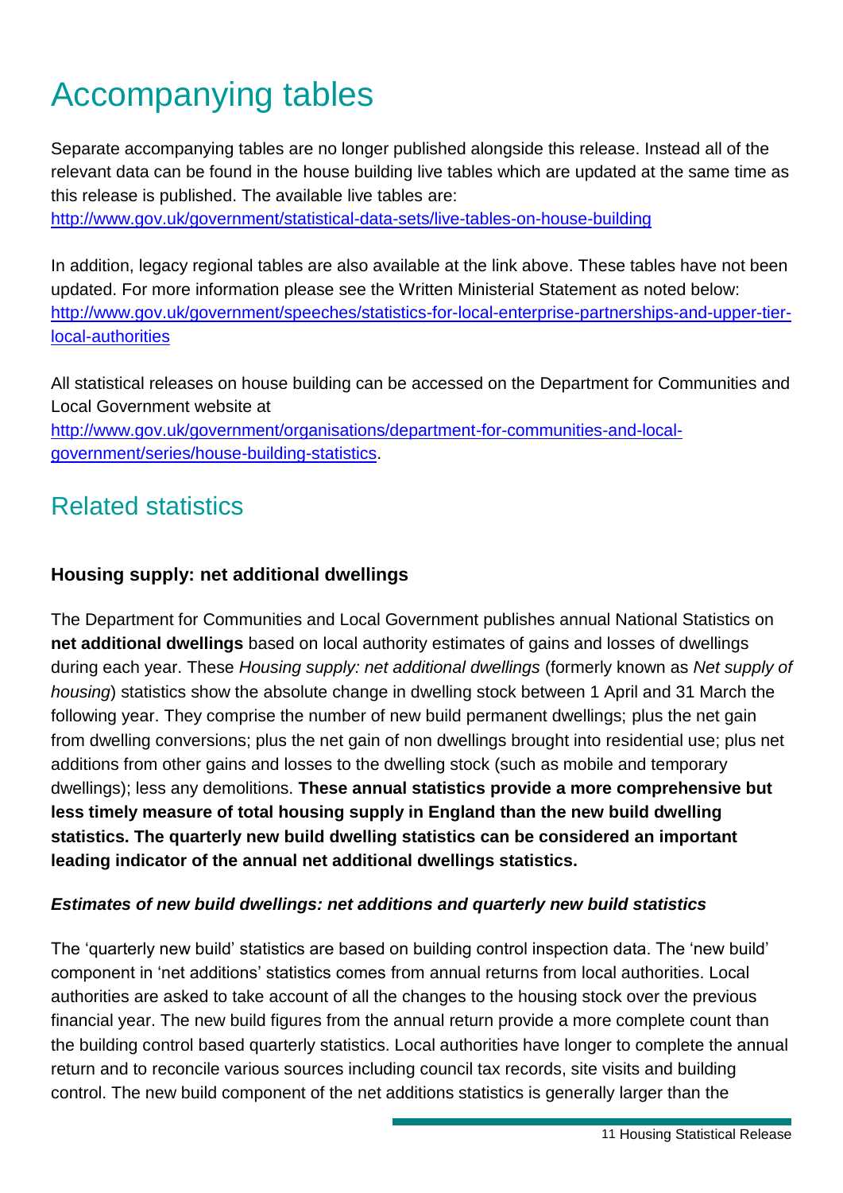# Accompanying tables

Separate accompanying tables are no longer published alongside this release. Instead all of the relevant data can be found in the house building live tables which are updated at the same time as this release is published. The available live tables are: http://www.gov.uk/government/statistical-data-sets/live-tables-on-house-building

In addition, legacy regional tables are also available at the link above. These tables have not been updated. For more information please see the Written Ministerial Statement as noted below: http://www.gov.uk/government/speeches/statistics-for-local-enterprise-partnerships-and-upper-tier-local-authorities

All statistical releases on house building can be accessed on the Department for Communities and Local Government website at http://www.gov.uk/government/organisations/department-for-communities-and-local-government/series/house-building-statistics.

# Related statistics

### Housing supply: net additional dwellings

The Department for Communities and Local Government publishes annual National Statistics on **net additional dwellings** based on local authority estimates of gains and losses of dwellings during each year. These *Housing supply: net additional dwellings* (formerly known as *Net supply of housing*) statistics show the absolute change in dwelling stock between 1 April and 31 March the following year. They comprise the number of new build permanent dwellings; plus the net gain from dwelling conversions; plus the net gain of non dwellings brought into residential use; plus net additions from other gains and losses to the dwelling stock (such as mobile and temporary dwellings); less any demolitions. **These annual statistics provide a more comprehensive but less timely measure of total housing supply in England than the new build dwelling statistics. The quarterly new build dwelling statistics can be considered an important leading indicator of the annual net additional dwellings statistics.**

***Estimates of new build dwellings: net additions and quarterly new build statistics***

The 'quarterly new build' statistics are based on building control inspection data. The 'new build' component in 'net additions' statistics comes from annual returns from local authorities. Local authorities are asked to take account of all the changes to the housing stock over the previous financial year. The new build figures from the annual return provide a more complete count than the building control based quarterly statistics. Local authorities have longer to complete the annual return and to reconcile various sources including council tax records, site visits and building control. The new build component of the net additions statistics is generally larger than the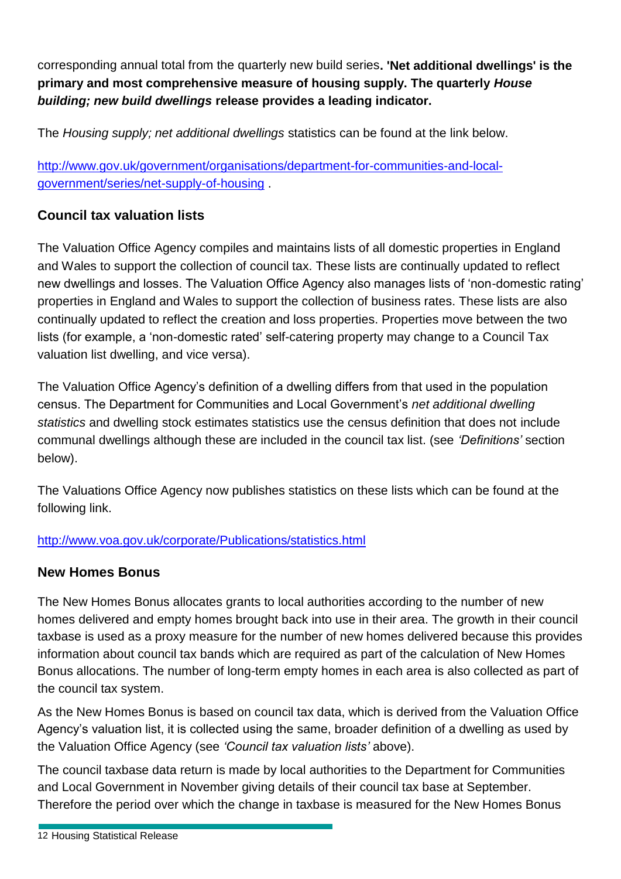corresponding annual total from the quarterly new build series**. 'Net additional dwellings' is the primary and most comprehensive measure of housing supply. The quarterly *House building; new build dwellings* release provides a leading indicator.**

The *Housing supply; net additional dwellings* statistics can be found at the link below.

[http://www.gov.uk/government/organisations/department-for-communities-and-local-government/series/net-supply-of-housing](http://www.gov.uk/government/organisations/department-for-communities-and-local-government/series/net-supply-of-housing) .

## Council tax valuation lists

The Valuation Office Agency compiles and maintains lists of all domestic properties in England and Wales to support the collection of council tax. These lists are continually updated to reflect new dwellings and losses. The Valuation Office Agency also manages lists of 'non-domestic rating' properties in England and Wales to support the collection of business rates. These lists are also continually updated to reflect the creation and loss properties. Properties move between the two lists (for example, a 'non-domestic rated' self-catering property may change to a Council Tax valuation list dwelling, and vice versa).

The Valuation Office Agency's definition of a dwelling differs from that used in the population census. The Department for Communities and Local Government's *net additional dwelling statistics* and dwelling stock estimates statistics use the census definition that does not include communal dwellings although these are included in the council tax list. (see *'Definitions'* section below).

The Valuations Office Agency now publishes statistics on these lists which can be found at the following link.

[http://www.voa.gov.uk/corporate/Publications/statistics.html](http://www.voa.gov.uk/corporate/Publications/statistics.html)

## New Homes Bonus

The New Homes Bonus allocates grants to local authorities according to the number of new homes delivered and empty homes brought back into use in their area. The growth in their council taxbase is used as a proxy measure for the number of new homes delivered because this provides information about council tax bands which are required as part of the calculation of New Homes Bonus allocations. The number of long-term empty homes in each area is also collected as part of the council tax system.

As the New Homes Bonus is based on council tax data, which is derived from the Valuation Office Agency's valuation list, it is collected using the same, broader definition of a dwelling as used by the Valuation Office Agency (see *'Council tax valuation lists'* above).

The council taxbase data return is made by local authorities to the Department for Communities and Local Government in November giving details of their council tax base at September. Therefore the period over which the change in taxbase is measured for the New Homes Bonus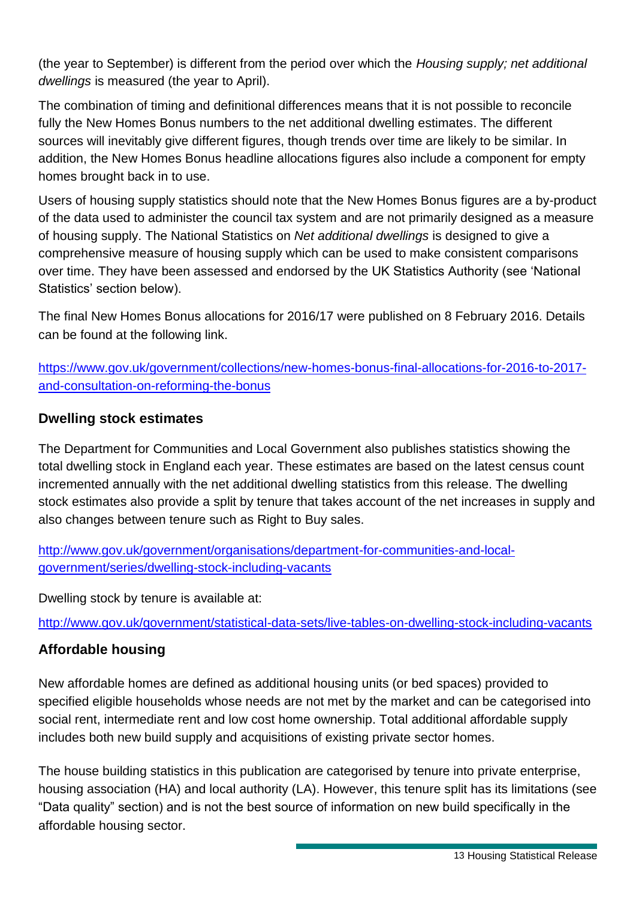(the year to September) is different from the period over which the *Housing supply; net additional dwellings* is measured (the year to April).

The combination of timing and definitional differences means that it is not possible to reconcile fully the New Homes Bonus numbers to the net additional dwelling estimates. The different sources will inevitably give different figures, though trends over time are likely to be similar. In addition, the New Homes Bonus headline allocations figures also include a component for empty homes brought back in to use.

Users of housing supply statistics should note that the New Homes Bonus figures are a by-product of the data used to administer the council tax system and are not primarily designed as a measure of housing supply. The National Statistics on *Net additional dwellings* is designed to give a comprehensive measure of housing supply which can be used to make consistent comparisons over time. They have been assessed and endorsed by the UK Statistics Authority (see 'National Statistics' section below).

The final New Homes Bonus allocations for 2016/17 were published on 8 February 2016. Details can be found at the following link.

https://www.gov.uk/government/collections/new-homes-bonus-final-allocations-for-2016-to-2017-and-consultation-on-reforming-the-bonus

## Dwelling stock estimates

The Department for Communities and Local Government also publishes statistics showing the total dwelling stock in England each year. These estimates are based on the latest census count incremented annually with the net additional dwelling statistics from this release. The dwelling stock estimates also provide a split by tenure that takes account of the net increases in supply and also changes between tenure such as Right to Buy sales.

http://www.gov.uk/government/organisations/department-for-communities-and-local-government/series/dwelling-stock-including-vacants

Dwelling stock by tenure is available at:

http://www.gov.uk/government/statistical-data-sets/live-tables-on-dwelling-stock-including-vacants

## Affordable housing

New affordable homes are defined as additional housing units (or bed spaces) provided to specified eligible households whose needs are not met by the market and can be categorised into social rent, intermediate rent and low cost home ownership. Total additional affordable supply includes both new build supply and acquisitions of existing private sector homes.

The house building statistics in this publication are categorised by tenure into private enterprise, housing association (HA) and local authority (LA). However, this tenure split has its limitations (see "Data quality" section) and is not the best source of information on new build specifically in the affordable housing sector.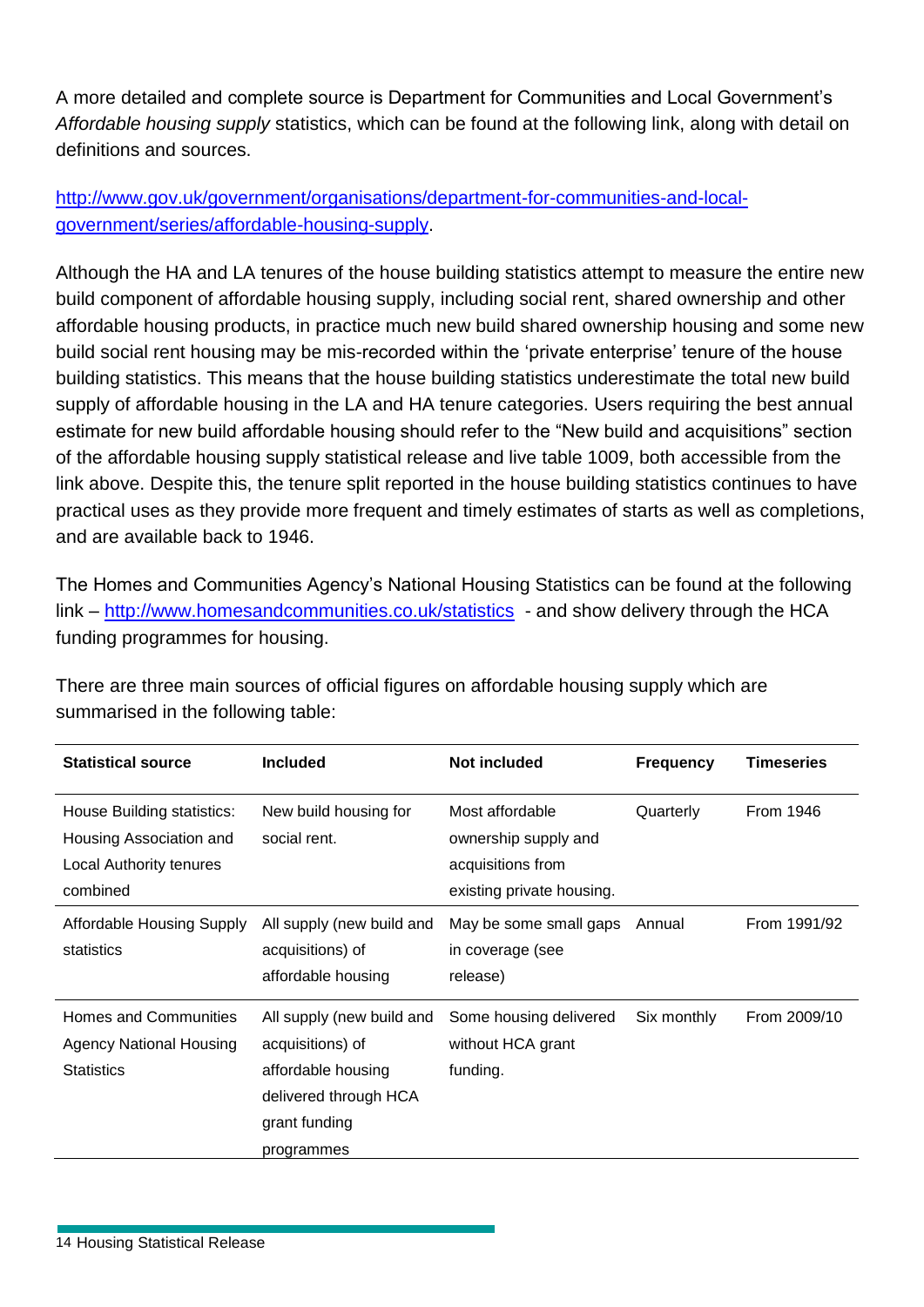A more detailed and complete source is Department for Communities and Local Government's *Affordable housing supply* statistics, which can be found at the following link, along with detail on definitions and sources.

[http://www.gov.uk/government/organisations/department-for-communities-and-local-government/series/affordable-housing-supply](http://www.gov.uk/government/organisations/department-for-communities-and-local-government/series/affordable-housing-supply).

Although the HA and LA tenures of the house building statistics attempt to measure the entire new build component of affordable housing supply, including social rent, shared ownership and other affordable housing products, in practice much new build shared ownership housing and some new build social rent housing may be mis-recorded within the 'private enterprise' tenure of the house building statistics. This means that the house building statistics underestimate the total new build supply of affordable housing in the LA and HA tenure categories. Users requiring the best annual estimate for new build affordable housing should refer to the "New build and acquisitions" section of the affordable housing supply statistical release and live table 1009, both accessible from the link above. Despite this, the tenure split reported in the house building statistics continues to have practical uses as they provide more frequent and timely estimates of starts as well as completions, and are available back to 1946.

The Homes and Communities Agency's National Housing Statistics can be found at the following link – [http://www.homesandcommunities.co.uk/statistics](http://www.homesandcommunities.co.uk/statistics) - and show delivery through the HCA funding programmes for housing.

There are three main sources of official figures on affordable housing supply which are summarised in the following table:

| Statistical source | Included | Not included | Frequency | Timeseries |
|---|---|---|---|---|
| House Building statistics: Housing Association and Local Authority tenures combined | New build housing for social rent. | Most affordable ownership supply and acquisitions from existing private housing. | Quarterly | From 1946 |
| Affordable Housing Supply statistics | All supply (new build and acquisitions) of affordable housing | May be some small gaps in coverage (see release) | Annual | From 1991/92 |
| Homes and Communities Agency National Housing Statistics | All supply (new build and acquisitions) of affordable housing delivered through HCA grant funding programmes | Some housing delivered without HCA grant funding. | Six monthly | From 2009/10 |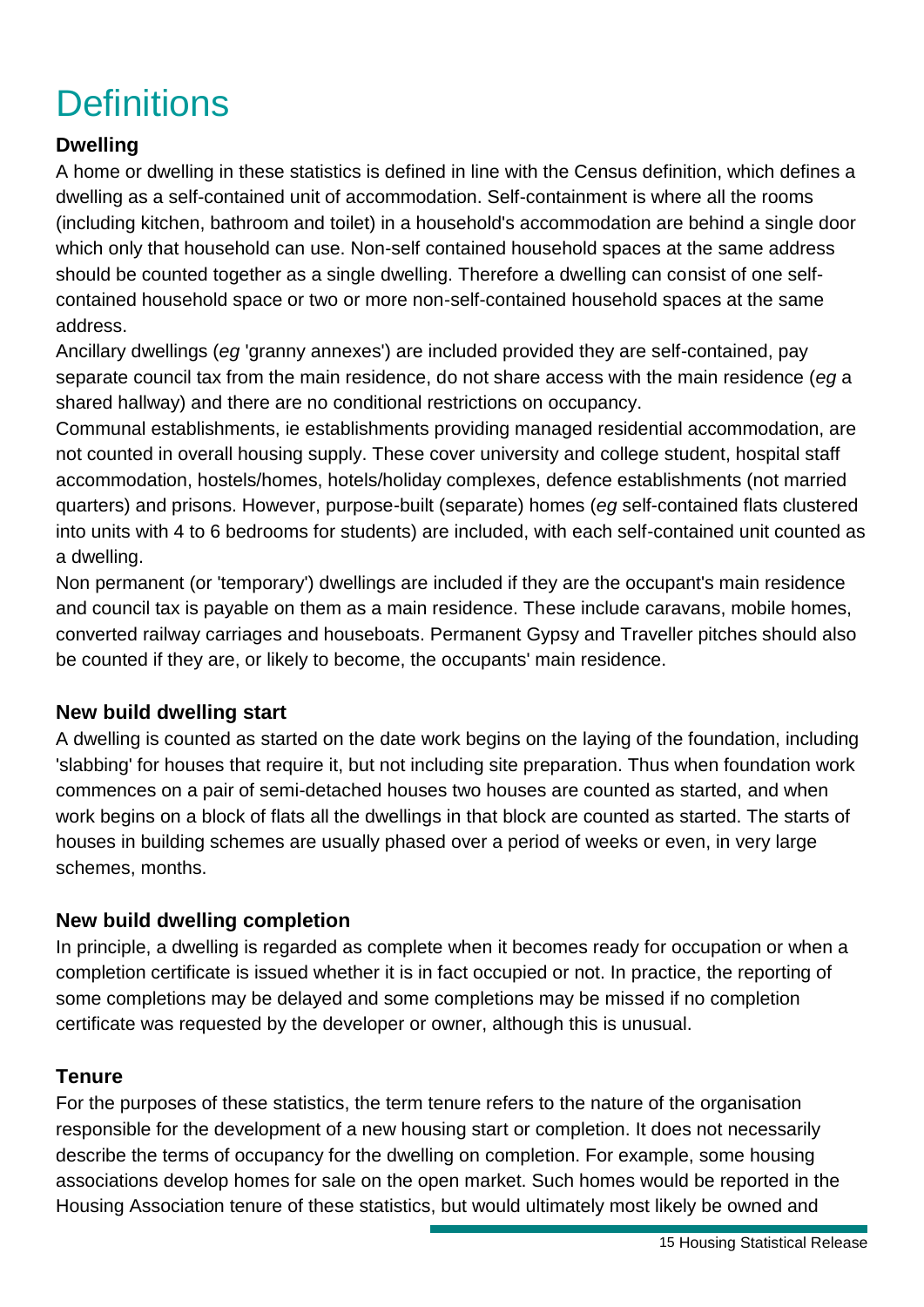# Definitions

### Dwelling

A home or dwelling in these statistics is defined in line with the Census definition, which defines a dwelling as a self-contained unit of accommodation. Self-containment is where all the rooms (including kitchen, bathroom and toilet) in a household's accommodation are behind a single door which only that household can use. Non-self contained household spaces at the same address should be counted together as a single dwelling. Therefore a dwelling can consist of one self-contained household space or two or more non-self-contained household spaces at the same address.

Ancillary dwellings (*eg* 'granny annexes') are included provided they are self-contained, pay separate council tax from the main residence, do not share access with the main residence (*eg* a shared hallway) and there are no conditional restrictions on occupancy.

Communal establishments, ie establishments providing managed residential accommodation, are not counted in overall housing supply. These cover university and college student, hospital staff accommodation, hostels/homes, hotels/holiday complexes, defence establishments (not married quarters) and prisons. However, purpose-built (separate) homes (*eg* self-contained flats clustered into units with 4 to 6 bedrooms for students) are included, with each self-contained unit counted as a dwelling.

Non permanent (or 'temporary') dwellings are included if they are the occupant's main residence and council tax is payable on them as a main residence. These include caravans, mobile homes, converted railway carriages and houseboats. Permanent Gypsy and Traveller pitches should also be counted if they are, or likely to become, the occupants' main residence.

### New build dwelling start

A dwelling is counted as started on the date work begins on the laying of the foundation, including 'slabbing' for houses that require it, but not including site preparation. Thus when foundation work commences on a pair of semi-detached houses two houses are counted as started, and when work begins on a block of flats all the dwellings in that block are counted as started. The starts of houses in building schemes are usually phased over a period of weeks or even, in very large schemes, months.

### New build dwelling completion

In principle, a dwelling is regarded as complete when it becomes ready for occupation or when a completion certificate is issued whether it is in fact occupied or not. In practice, the reporting of some completions may be delayed and some completions may be missed if no completion certificate was requested by the developer or owner, although this is unusual.

### Tenure

For the purposes of these statistics, the term tenure refers to the nature of the organisation responsible for the development of a new housing start or completion. It does not necessarily describe the terms of occupancy for the dwelling on completion. For example, some housing associations develop homes for sale on the open market. Such homes would be reported in the Housing Association tenure of these statistics, but would ultimately most likely be owned and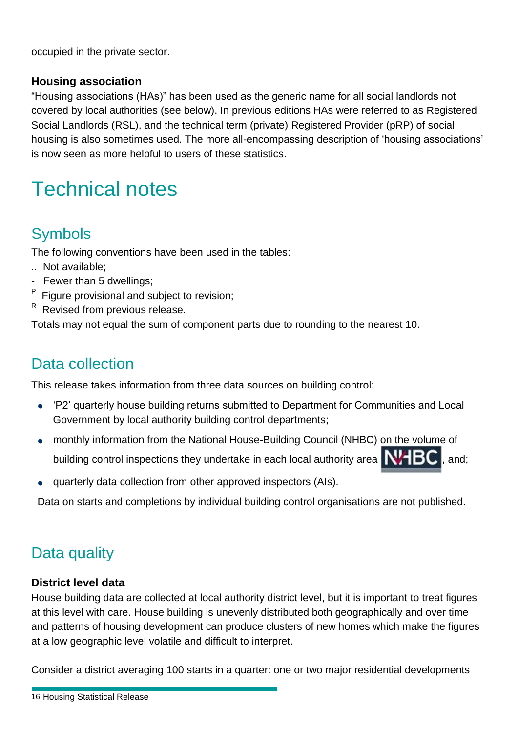occupied in the private sector.

**Housing association**
"Housing associations (HAs)" has been used as the generic name for all social landlords not covered by local authorities (see below). In previous editions HAs were referred to as Registered Social Landlords (RSL), and the technical term (private) Registered Provider (pRP) of social housing is also sometimes used. The more all-encompassing description of 'housing associations' is now seen as more helpful to users of these statistics.

# Technical notes

## Symbols

The following conventions have been used in the tables:

.. Not available;
\- Fewer than 5 dwellings;
P Figure provisional and subject to revision;
R Revised from previous release.

Totals may not equal the sum of component parts due to rounding to the nearest 10.

## Data collection

This release takes information from three data sources on building control:

- 'P2' quarterly house building returns submitted to Department for Communities and Local Government by local authority building control departments;
- monthly information from the National House-Building Council (NHBC) on the volume of building control inspections they undertake in each local authority area NHBC, and;
- quarterly data collection from other approved inspectors (AIs).

Data on starts and completions by individual building control organisations are not published.

## Data quality

**District level data**
House building data are collected at local authority district level, but it is important to treat figures at this level with care. House building is unevenly distributed both geographically and over time and patterns of housing development can produce clusters of new homes which make the figures at a low geographic level volatile and difficult to interpret.

Consider a district averaging 100 starts in a quarter: one or two major residential developments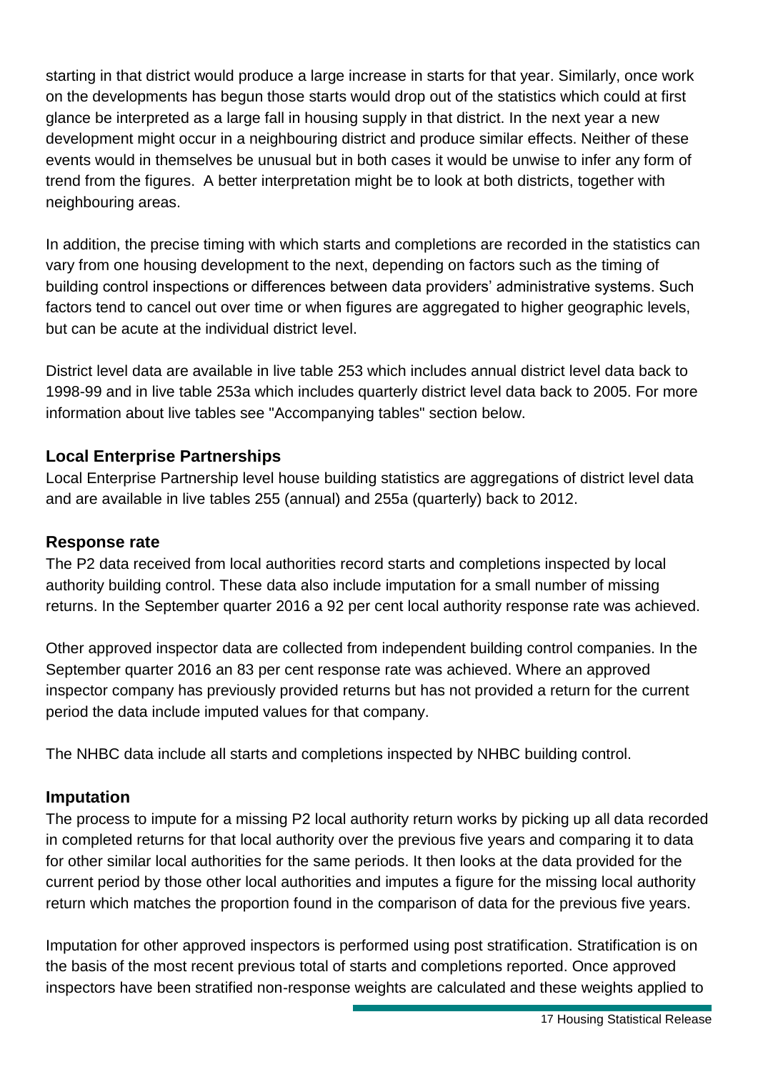starting in that district would produce a large increase in starts for that year. Similarly, once work on the developments has begun those starts would drop out of the statistics which could at first glance be interpreted as a large fall in housing supply in that district. In the next year a new development might occur in a neighbouring district and produce similar effects. Neither of these events would in themselves be unusual but in both cases it would be unwise to infer any form of trend from the figures. A better interpretation might be to look at both districts, together with neighbouring areas.

In addition, the precise timing with which starts and completions are recorded in the statistics can vary from one housing development to the next, depending on factors such as the timing of building control inspections or differences between data providers' administrative systems. Such factors tend to cancel out over time or when figures are aggregated to higher geographic levels, but can be acute at the individual district level.

District level data are available in live table 253 which includes annual district level data back to 1998-99 and in live table 253a which includes quarterly district level data back to 2005. For more information about live tables see "Accompanying tables" section below.

### Local Enterprise Partnerships

Local Enterprise Partnership level house building statistics are aggregations of district level data and are available in live tables 255 (annual) and 255a (quarterly) back to 2012.

### Response rate

The P2 data received from local authorities record starts and completions inspected by local authority building control. These data also include imputation for a small number of missing returns. In the September quarter 2016 a 92 per cent local authority response rate was achieved.

Other approved inspector data are collected from independent building control companies. In the September quarter 2016 an 83 per cent response rate was achieved. Where an approved inspector company has previously provided returns but has not provided a return for the current period the data include imputed values for that company.

The NHBC data include all starts and completions inspected by NHBC building control.

### Imputation

The process to impute for a missing P2 local authority return works by picking up all data recorded in completed returns for that local authority over the previous five years and comparing it to data for other similar local authorities for the same periods. It then looks at the data provided for the current period by those other local authorities and imputes a figure for the missing local authority return which matches the proportion found in the comparison of data for the previous five years.

Imputation for other approved inspectors is performed using post stratification. Stratification is on the basis of the most recent previous total of starts and completions reported. Once approved inspectors have been stratified non-response weights are calculated and these weights applied to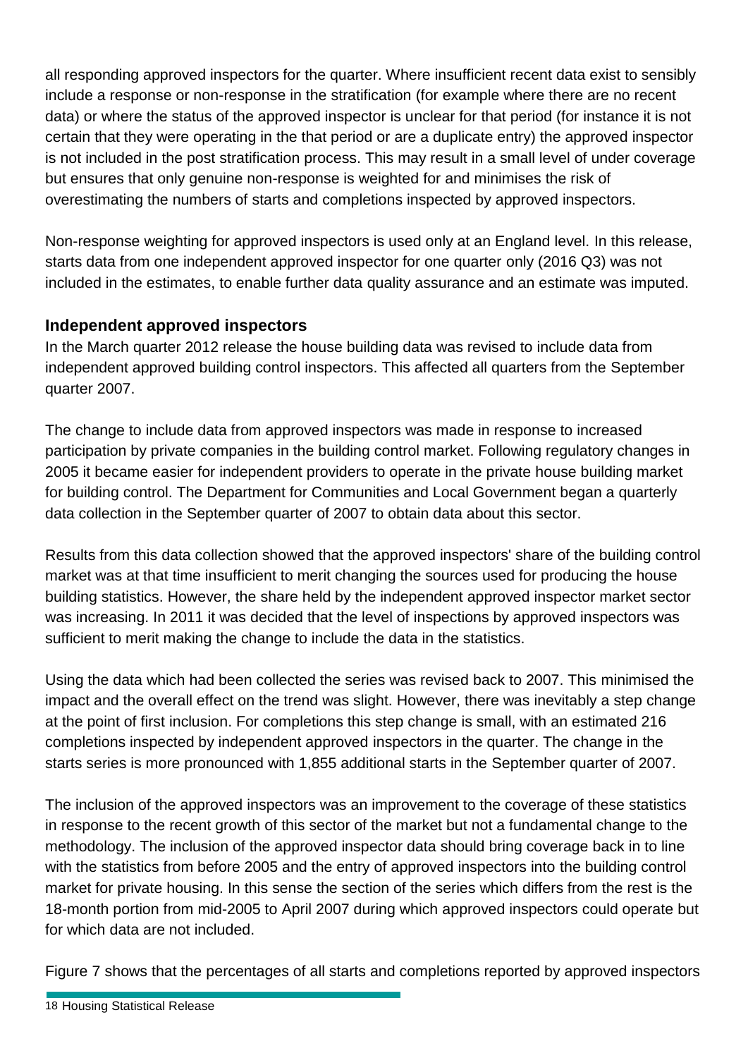all responding approved inspectors for the quarter. Where insufficient recent data exist to sensibly include a response or non-response in the stratification (for example where there are no recent data) or where the status of the approved inspector is unclear for that period (for instance it is not certain that they were operating in the that period or are a duplicate entry) the approved inspector is not included in the post stratification process. This may result in a small level of under coverage but ensures that only genuine non-response is weighted for and minimises the risk of overestimating the numbers of starts and completions inspected by approved inspectors.

Non-response weighting for approved inspectors is used only at an England level. In this release, starts data from one independent approved inspector for one quarter only (2016 Q3) was not included in the estimates, to enable further data quality assurance and an estimate was imputed.

### Independent approved inspectors

In the March quarter 2012 release the house building data was revised to include data from independent approved building control inspectors. This affected all quarters from the September quarter 2007.

The change to include data from approved inspectors was made in response to increased participation by private companies in the building control market. Following regulatory changes in 2005 it became easier for independent providers to operate in the private house building market for building control. The Department for Communities and Local Government began a quarterly data collection in the September quarter of 2007 to obtain data about this sector.

Results from this data collection showed that the approved inspectors' share of the building control market was at that time insufficient to merit changing the sources used for producing the house building statistics. However, the share held by the independent approved inspector market sector was increasing. In 2011 it was decided that the level of inspections by approved inspectors was sufficient to merit making the change to include the data in the statistics.

Using the data which had been collected the series was revised back to 2007. This minimised the impact and the overall effect on the trend was slight. However, there was inevitably a step change at the point of first inclusion. For completions this step change is small, with an estimated 216 completions inspected by independent approved inspectors in the quarter. The change in the starts series is more pronounced with 1,855 additional starts in the September quarter of 2007.

The inclusion of the approved inspectors was an improvement to the coverage of these statistics in response to the recent growth of this sector of the market but not a fundamental change to the methodology. The inclusion of the approved inspector data should bring coverage back in to line with the statistics from before 2005 and the entry of approved inspectors into the building control market for private housing. In this sense the section of the series which differs from the rest is the 18-month portion from mid-2005 to April 2007 during which approved inspectors could operate but for which data are not included.

Figure 7 shows that the percentages of all starts and completions reported by approved inspectors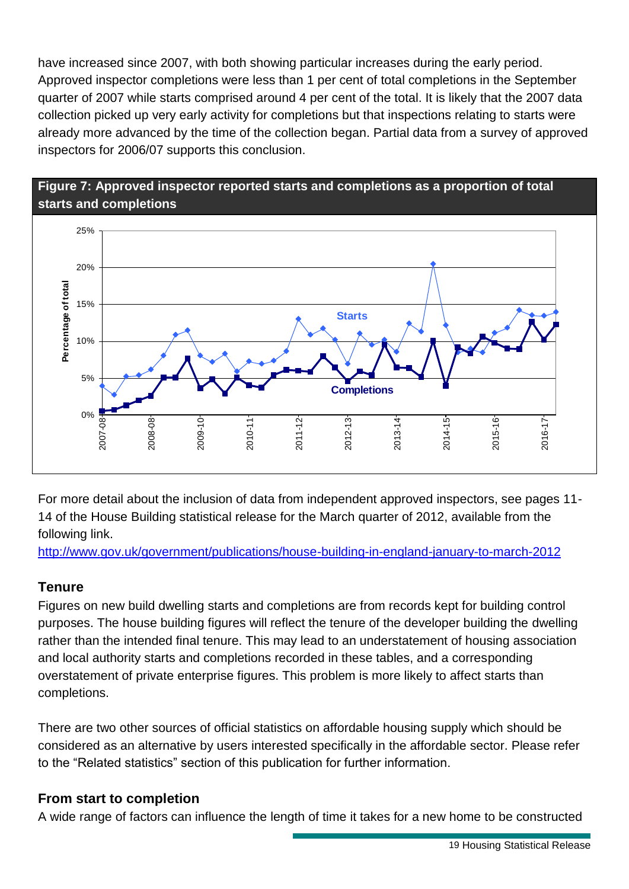have increased since 2007, with both showing particular increases during the early period. Approved inspector completions were less than 1 per cent of total completions in the September quarter of 2007 while starts comprised around 4 per cent of the total. It is likely that the 2007 data collection picked up very early activity for completions but that inspections relating to starts were already more advanced by the time of the collection began. Partial data from a survey of approved inspectors for 2006/07 supports this conclusion.

**Figure 7: Approved inspector reported starts and completions as a proportion of total starts and completions**

For more detail about the inclusion of data from independent approved inspectors, see pages 11-14 of the House Building statistical release for the March quarter of 2012, available from the following link.

http://www.gov.uk/government/publications/house-building-in-england-january-to-march-2012

## Tenure

Figures on new build dwelling starts and completions are from records kept for building control purposes. The house building figures will reflect the tenure of the developer building the dwelling rather than the intended final tenure. This may lead to an understatement of housing association and local authority starts and completions recorded in these tables, and a corresponding overstatement of private enterprise figures. This problem is more likely to affect starts than completions.

There are two other sources of official statistics on affordable housing supply which should be considered as an alternative by users interested specifically in the affordable sector. Please refer to the "Related statistics" section of this publication for further information.

## From start to completion

A wide range of factors can influence the length of time it takes for a new home to be constructed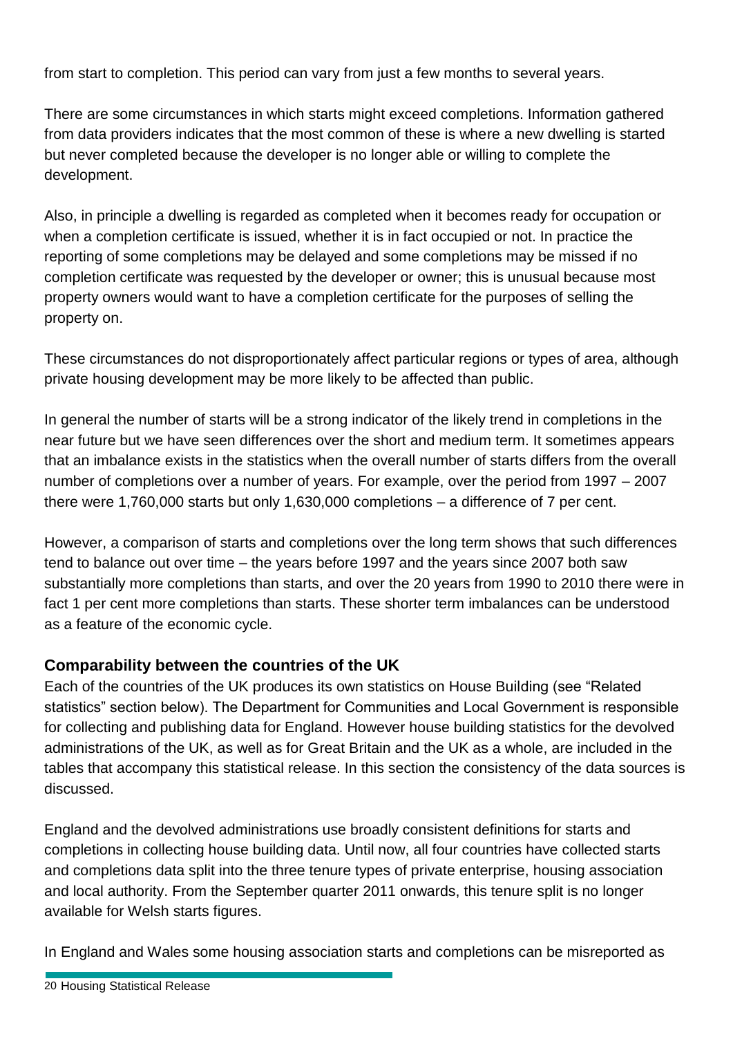from start to completion. This period can vary from just a few months to several years.

There are some circumstances in which starts might exceed completions. Information gathered from data providers indicates that the most common of these is where a new dwelling is started but never completed because the developer is no longer able or willing to complete the development.

Also, in principle a dwelling is regarded as completed when it becomes ready for occupation or when a completion certificate is issued, whether it is in fact occupied or not. In practice the reporting of some completions may be delayed and some completions may be missed if no completion certificate was requested by the developer or owner; this is unusual because most property owners would want to have a completion certificate for the purposes of selling the property on.

These circumstances do not disproportionately affect particular regions or types of area, although private housing development may be more likely to be affected than public.

In general the number of starts will be a strong indicator of the likely trend in completions in the near future but we have seen differences over the short and medium term. It sometimes appears that an imbalance exists in the statistics when the overall number of starts differs from the overall number of completions over a number of years. For example, over the period from 1997 – 2007 there were 1,760,000 starts but only 1,630,000 completions – a difference of 7 per cent.

However, a comparison of starts and completions over the long term shows that such differences tend to balance out over time – the years before 1997 and the years since 2007 both saw substantially more completions than starts, and over the 20 years from 1990 to 2010 there were in fact 1 per cent more completions than starts. These shorter term imbalances can be understood as a feature of the economic cycle.

## Comparability between the countries of the UK

Each of the countries of the UK produces its own statistics on House Building (see "Related statistics" section below). The Department for Communities and Local Government is responsible for collecting and publishing data for England. However house building statistics for the devolved administrations of the UK, as well as for Great Britain and the UK as a whole, are included in the tables that accompany this statistical release. In this section the consistency of the data sources is discussed.

England and the devolved administrations use broadly consistent definitions for starts and completions in collecting house building data. Until now, all four countries have collected starts and completions data split into the three tenure types of private enterprise, housing association and local authority. From the September quarter 2011 onwards, this tenure split is no longer available for Welsh starts figures.

In England and Wales some housing association starts and completions can be misreported as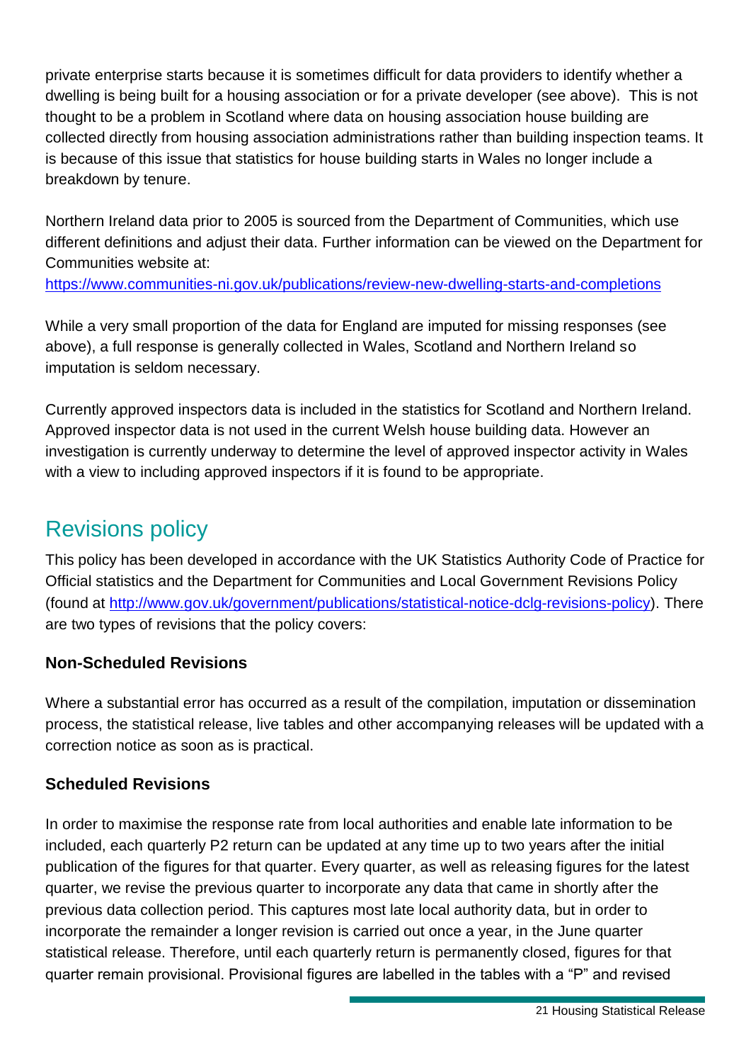private enterprise starts because it is sometimes difficult for data providers to identify whether a dwelling is being built for a housing association or for a private developer (see above). This is not thought to be a problem in Scotland where data on housing association house building are collected directly from housing association administrations rather than building inspection teams. It is because of this issue that statistics for house building starts in Wales no longer include a breakdown by tenure.

Northern Ireland data prior to 2005 is sourced from the Department of Communities, which use different definitions and adjust their data. Further information can be viewed on the Department for Communities website at:
[https://www.communities-ni.gov.uk/publications/review-new-dwelling-starts-and-completions](https://www.communities-ni.gov.uk/publications/review-new-dwelling-starts-and-completions)

While a very small proportion of the data for England are imputed for missing responses (see above), a full response is generally collected in Wales, Scotland and Northern Ireland so imputation is seldom necessary.

Currently approved inspectors data is included in the statistics for Scotland and Northern Ireland. Approved inspector data is not used in the current Welsh house building data. However an investigation is currently underway to determine the level of approved inspector activity in Wales with a view to including approved inspectors if it is found to be appropriate.

## Revisions policy

This policy has been developed in accordance with the UK Statistics Authority Code of Practice for Official statistics and the Department for Communities and Local Government Revisions Policy (found at [http://www.gov.uk/government/publications/statistical-notice-dclg-revisions-policy](http://www.gov.uk/government/publications/statistical-notice-dclg-revisions-policy)). There are two types of revisions that the policy covers:

### Non-Scheduled Revisions

Where a substantial error has occurred as a result of the compilation, imputation or dissemination process, the statistical release, live tables and other accompanying releases will be updated with a correction notice as soon as is practical.

### Scheduled Revisions

In order to maximise the response rate from local authorities and enable late information to be included, each quarterly P2 return can be updated at any time up to two years after the initial publication of the figures for that quarter. Every quarter, as well as releasing figures for the latest quarter, we revise the previous quarter to incorporate any data that came in shortly after the previous data collection period. This captures most late local authority data, but in order to incorporate the remainder a longer revision is carried out once a year, in the June quarter statistical release. Therefore, until each quarterly return is permanently closed, figures for that quarter remain provisional. Provisional figures are labelled in the tables with a "P" and revised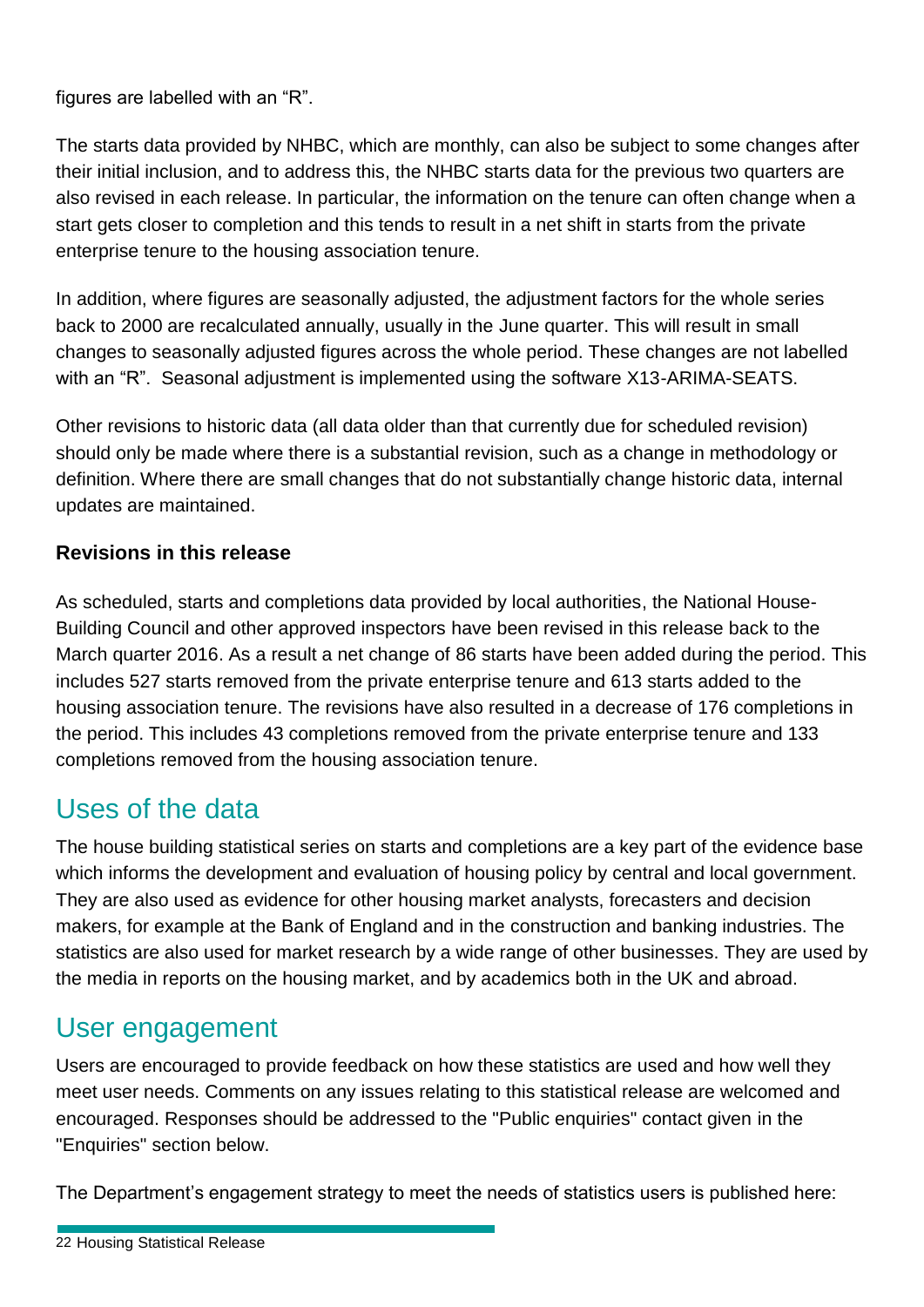figures are labelled with an “R”.

The starts data provided by NHBC, which are monthly, can also be subject to some changes after their initial inclusion, and to address this, the NHBC starts data for the previous two quarters are also revised in each release. In particular, the information on the tenure can often change when a start gets closer to completion and this tends to result in a net shift in starts from the private enterprise tenure to the housing association tenure.

In addition, where figures are seasonally adjusted, the adjustment factors for the whole series back to 2000 are recalculated annually, usually in the June quarter. This will result in small changes to seasonally adjusted figures across the whole period. These changes are not labelled with an “R”. Seasonal adjustment is implemented using the software X13-ARIMA-SEATS.

Other revisions to historic data (all data older than that currently due for scheduled revision) should only be made where there is a substantial revision, such as a change in methodology or definition. Where there are small changes that do not substantially change historic data, internal updates are maintained.

**Revisions in this release**

As scheduled, starts and completions data provided by local authorities, the National House-Building Council and other approved inspectors have been revised in this release back to the March quarter 2016. As a result a net change of 86 starts have been added during the period. This includes 527 starts removed from the private enterprise tenure and 613 starts added to the housing association tenure. The revisions have also resulted in a decrease of 176 completions in the period. This includes 43 completions removed from the private enterprise tenure and 133 completions removed from the housing association tenure.

## Uses of the data

The house building statistical series on starts and completions are a key part of the evidence base which informs the development and evaluation of housing policy by central and local government. They are also used as evidence for other housing market analysts, forecasters and decision makers, for example at the Bank of England and in the construction and banking industries. The statistics are also used for market research by a wide range of other businesses. They are used by the media in reports on the housing market, and by academics both in the UK and abroad.

## User engagement

Users are encouraged to provide feedback on how these statistics are used and how well they meet user needs. Comments on any issues relating to this statistical release are welcomed and encouraged. Responses should be addressed to the "Public enquiries" contact given in the "Enquiries" section below.

The Department’s engagement strategy to meet the needs of statistics users is published here: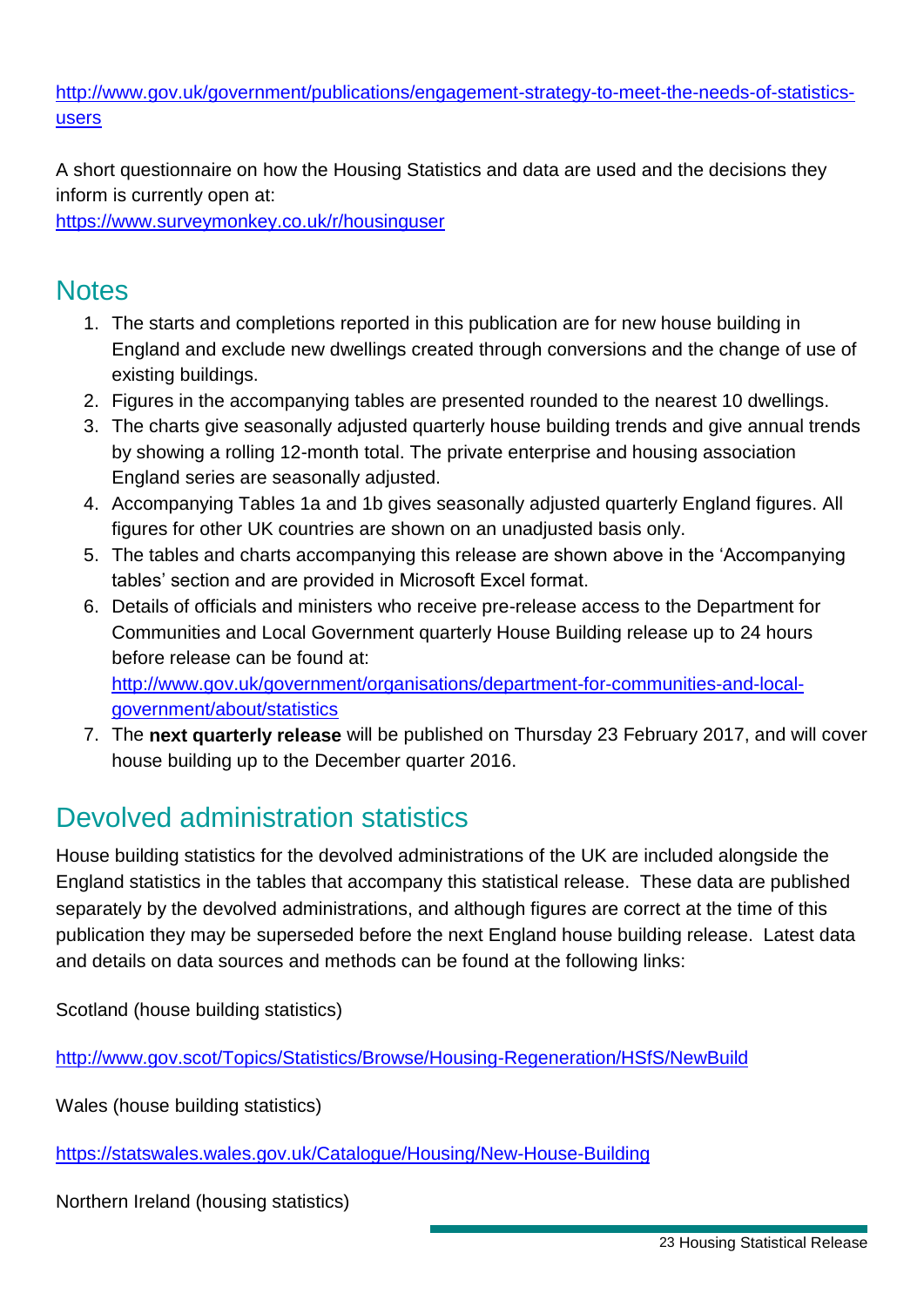http://www.gov.uk/government/publications/engagement-strategy-to-meet-the-needs-of-statistics-users

A short questionnaire on how the Housing Statistics and data are used and the decisions they inform is currently open at:
https://www.surveymonkey.co.uk/r/housinguser

## Notes

1. The starts and completions reported in this publication are for new house building in England and exclude new dwellings created through conversions and the change of use of existing buildings.
2. Figures in the accompanying tables are presented rounded to the nearest 10 dwellings.
3. The charts give seasonally adjusted quarterly house building trends and give annual trends by showing a rolling 12-month total. The private enterprise and housing association England series are seasonally adjusted.
4. Accompanying Tables 1a and 1b gives seasonally adjusted quarterly England figures. All figures for other UK countries are shown on an unadjusted basis only.
5. The tables and charts accompanying this release are shown above in the 'Accompanying tables' section and are provided in Microsoft Excel format.
6. Details of officials and ministers who receive pre-release access to the Department for Communities and Local Government quarterly House Building release up to 24 hours before release can be found at:
   http://www.gov.uk/government/organisations/department-for-communities-and-local-government/about/statistics
7. The **next quarterly release** will be published on Thursday 23 February 2017, and will cover house building up to the December quarter 2016.

## Devolved administration statistics

House building statistics for the devolved administrations of the UK are included alongside the England statistics in the tables that accompany this statistical release. These data are published separately by the devolved administrations, and although figures are correct at the time of this publication they may be superseded before the next England house building release. Latest data and details on data sources and methods can be found at the following links:

Scotland (house building statistics)

http://www.gov.scot/Topics/Statistics/Browse/Housing-Regeneration/HSfS/NewBuild

Wales (house building statistics)

https://statswales.wales.gov.uk/Catalogue/Housing/New-House-Building

Northern Ireland (housing statistics)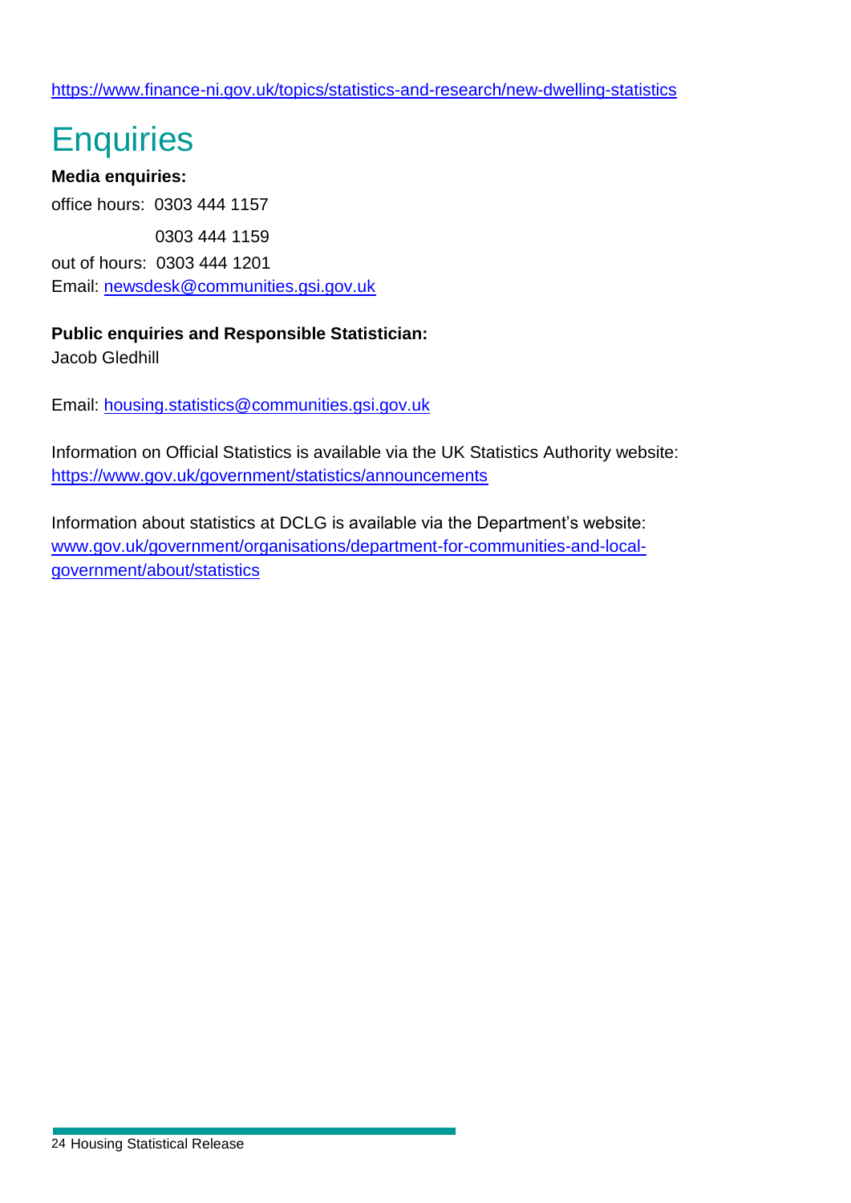https://www.finance-ni.gov.uk/topics/statistics-and-research/new-dwelling-statistics

# Enquiries

**Media enquiries:**

office hours: 0303 444 1157

0303 444 1159

out of hours: 0303 444 1201

Email: newsdesk@communities.gsi.gov.uk

**Public enquiries and Responsible Statistician:**

Jacob Gledhill

Email: housing.statistics@communities.gsi.gov.uk

Information on Official Statistics is available via the UK Statistics Authority website: https://www.gov.uk/government/statistics/announcements

Information about statistics at DCLG is available via the Department's website: www.gov.uk/government/organisations/department-for-communities-and-local-government/about/statistics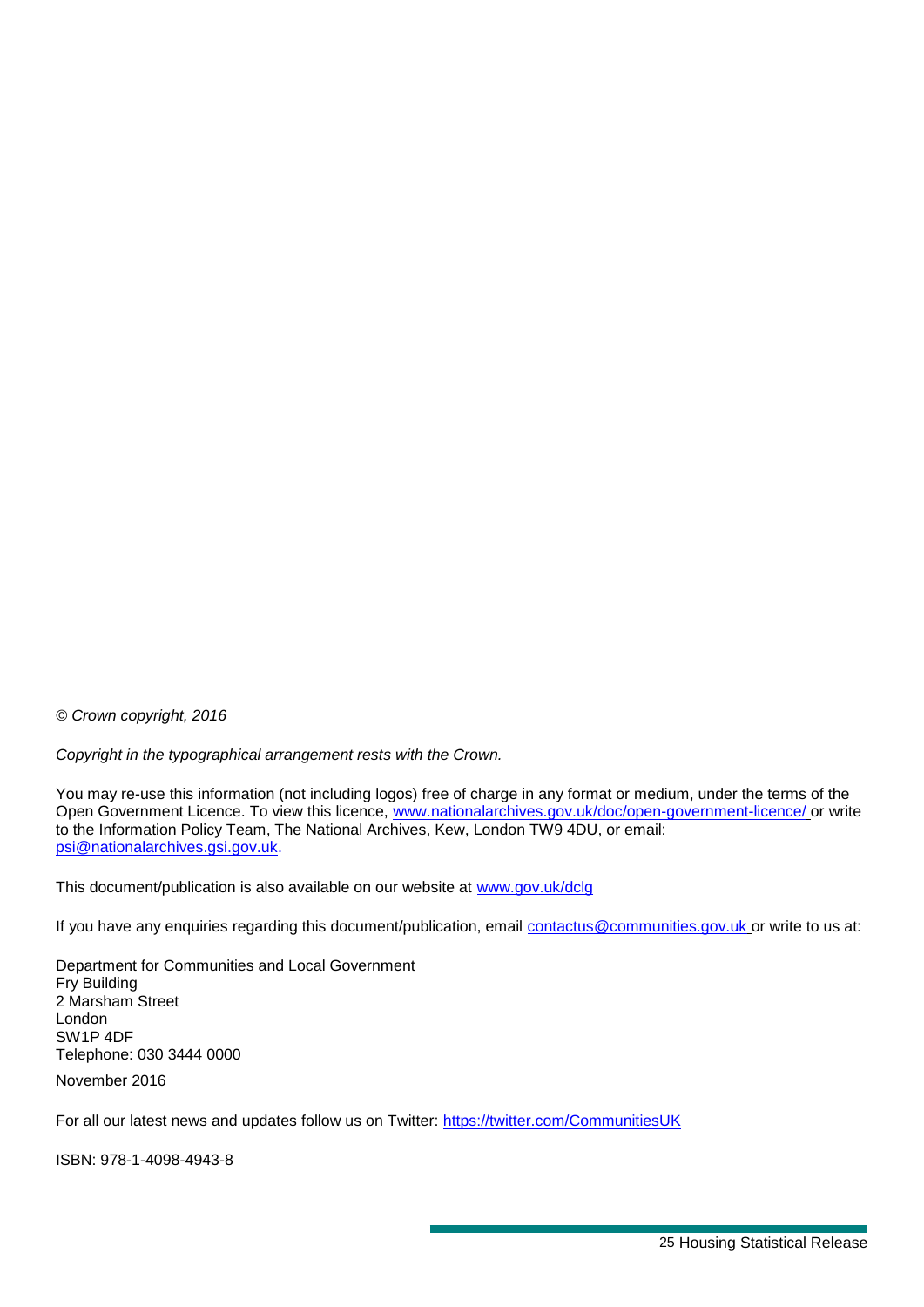*© Crown copyright, 2016*

*Copyright in the typographical arrangement rests with the Crown.*

You may re-use this information (not including logos) free of charge in any format or medium, under the terms of the Open Government Licence. To view this licence, [www.nationalarchives.gov.uk/doc/open-government-licence/](www.nationalarchives.gov.uk/doc/open-government-licence/) or write to the Information Policy Team, The National Archives, Kew, London TW9 4DU, or email: [psi@nationalarchives.gsi.gov.uk](mailto:psi@nationalarchives.gsi.gov.uk).

This document/publication is also available on our website at [www.gov.uk/dclg](www.gov.uk/dclg)

If you have any enquiries regarding this document/publication, email [contactus@communities.gov.uk](mailto:contactus@communities.gov.uk) or write to us at:

Department for Communities and Local Government
Fry Building
2 Marsham Street
London
SW1P 4DF
Telephone: 030 3444 0000

November 2016

For all our latest news and updates follow us on Twitter: [https://twitter.com/CommunitiesUK](https://twitter.com/CommunitiesUK)

ISBN: 978-1-4098-4943-8